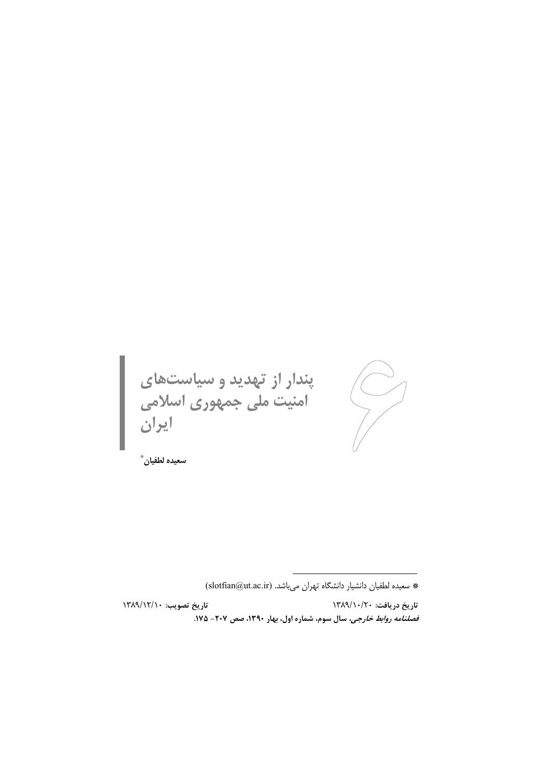# پندار از تهدید و سیاست‌های امنیت ملی جمهوری اسلامی ایران

**سعیده لطفیان**[*]

---

* سعیده لطفیان دانشیار دانشگاه تهران می‌باشد. (slotfian@ut.ac.ir)

**تاریخ دریافت:** ۱۳۸۹/۱۰/۲۰ **تاریخ تصویب:** ۱۳۸۹/۱۲/۱۰

***فصلنامه روابط خارجی*، سال سوم، شماره اول، بهار ۱۳۹۰، صص ۲۰۷- ۱۷۵.**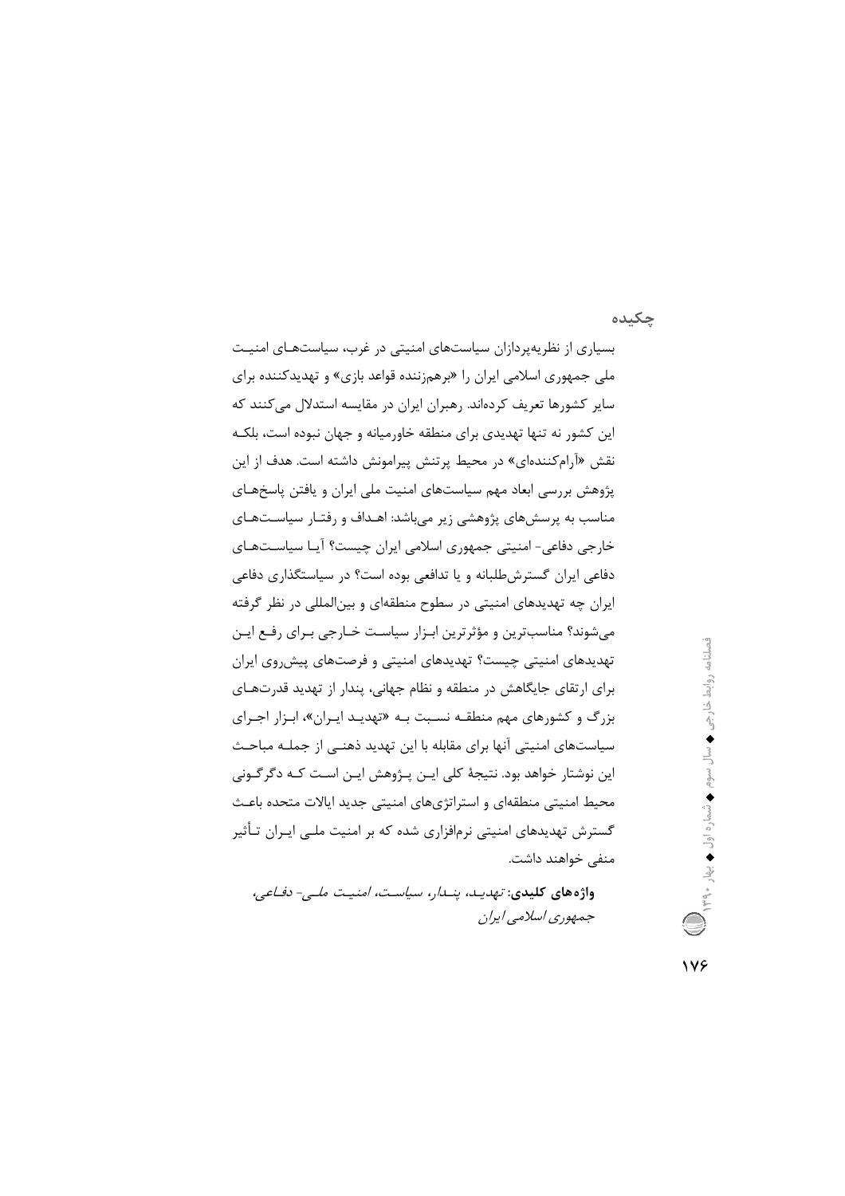## چکیده

بسیاری از نظریه‌پردازان سیاست‌های امنیتی در غرب، سیاست‌های امنیت ملی جمهوری اسلامی ایران را «برهم‌زننده قواعد بازی» و تهدیدکننده برای سایر کشورها تعریف کرده‌اند. رهبران ایران در مقایسه استدلال می‌کنند که این کشور نه تنها تهدیدی برای منطقه خاورمیانه و جهان نبوده است، بلکه نقش «آرام‌کننده‌ای» در محیط پرتنش پیرامونش داشته است. هدف از این پژوهش بررسی ابعاد مهم سیاست‌های امنیت ملی ایران و یافتن پاسخ‌های مناسب به پرسش‌های پژوهشی زیر می‌باشد: اهداف و رفتار سیاست‌های خارجی دفاعی- امنیتی جمهوری اسلامی ایران چیست؟ آیا سیاست‌های دفاعی ایران گسترش‌طلبانه و یا تدافعی بوده است؟ در سیاستگذاری دفاعی ایران چه تهدیدهای امنیتی در سطوح منطقه‌ای و بین‌المللی در نظر گرفته می‌شوند؟ مناسب‌ترین و مؤثرترین ابزار سیاست خارجی برای رفع این تهدیدهای امنیتی چیست؟ تهدیدهای امنیتی و فرصت‌های پیش‌روی ایران برای ارتقای جایگاهش در منطقه و نظام جهانی، پندار از تهدید قدرت‌های بزرگ و کشورهای مهم منطقه نسبت به «تهدید ایران»، ابزار اجرای سیاست‌های امنیتی آنها برای مقابله با این تهدید ذهنی از جمله مباحث این نوشتار خواهد بود. نتیجهٔ کلی این پژوهش این است که دگرگونی محیط امنیتی منطقه‌ای و استراتژی‌های امنیتی جدید ایالات متحده باعث گسترش تهدیدهای امنیتی نرم‌افزاری شده که بر امنیت ملی ایران تأثیر منفی خواهند داشت.

**واژه‌های کلیدی:** *تهدید، پندار، سیاست، امنیت ملی- دفاعی، جمهوری اسلامی ایران*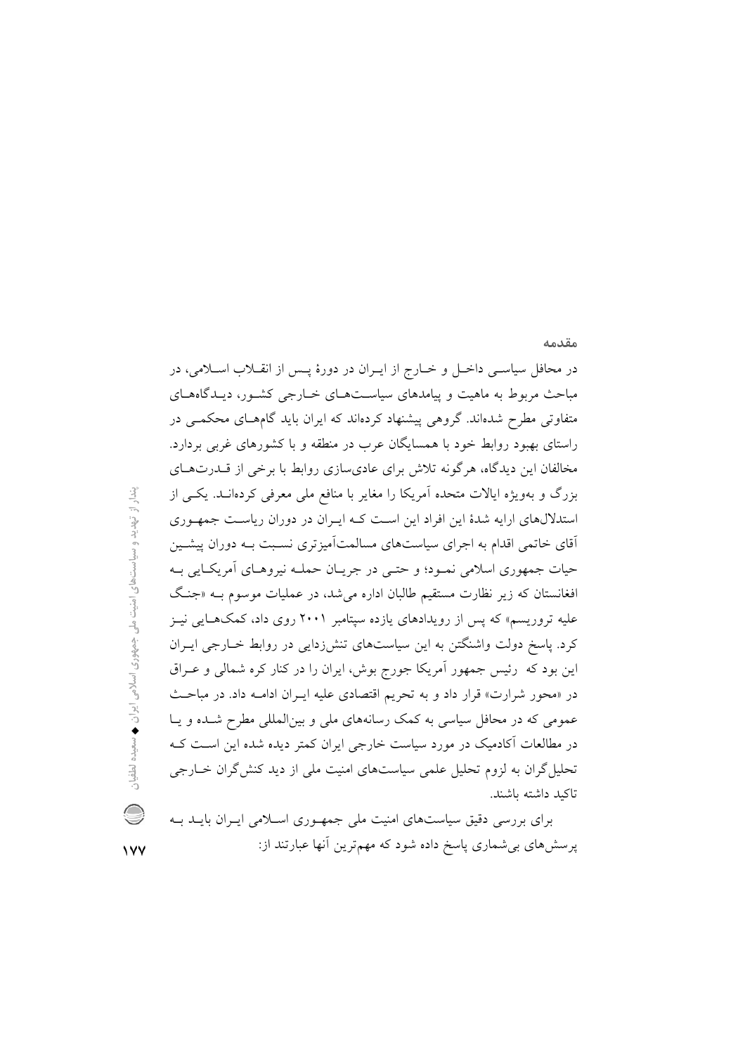## مقدمه

در محافل سیاسی داخل و خارج از ایران در دورهٔ پس از انقلاب اسلامی، در مباحث مربوط به ماهیت و پیامدهای سیاست‌های خارجی کشور، دیدگاه‌های متفاوتی مطرح شده‌اند. گروهی پیشنهاد کرده‌اند که ایران باید گام‌های محکمی در راستای بهبود روابط خود با همسایگان عرب در منطقه و با کشورهای غربی بردارد. مخالفان این دیدگاه، هرگونه تلاش برای عادی‌سازی روابط با برخی از قدرت‌های بزرگ و به‌ویژه ایالات متحده آمریکا را مغایر با منافع ملی معرفی کرده‌اند. یکی از استدلال‌های ارایه شدهٔ این افراد این است که ایران در دوران ریاست جمهوری آقای خاتمی اقدام به اجرای سیاست‌های مسالمت‌آمیزتری نسبت به دوران پیشین حیات جمهوری اسلامی نمود؛ و حتی در جریان حمله نیروهای آمریکایی به افغانستان که زیر نظارت مستقیم طالبان اداره می‌شد، در عملیات موسوم به «جنگ علیه تروریسم» که پس از رویدادهای یازده سپتامبر ۲۰۰۱ روی داد، کمک‌هایی نیز کرد. پاسخ دولت واشنگتن به این سیاست‌های تنش‌زدایی در روابط خارجی ایران این بود که رئیس جمهور آمریکا جورج بوش، ایران را در کنار کره شمالی و عراق در «محور شرارت» قرار داد و به تحریم اقتصادی علیه ایران ادامه داد. در مباحث عمومی که در محافل سیاسی به کمک رسانه‌های ملی و بین‌المللی مطرح شده و یا در مطالعات آکادمیک در مورد سیاست خارجی ایران کمتر دیده شده این است که تحلیل‌گران به لزوم تحلیل علمی سیاست‌های امنیت ملی از دید کنش‌گران خارجی تاکید داشته باشند.

برای بررسی دقیق سیاست‌های امنیت ملی جمهوری اسلامی ایران باید به پرسش‌های بی‌شماری پاسخ داده شود که مهم‌ترین آنها عبارتند از: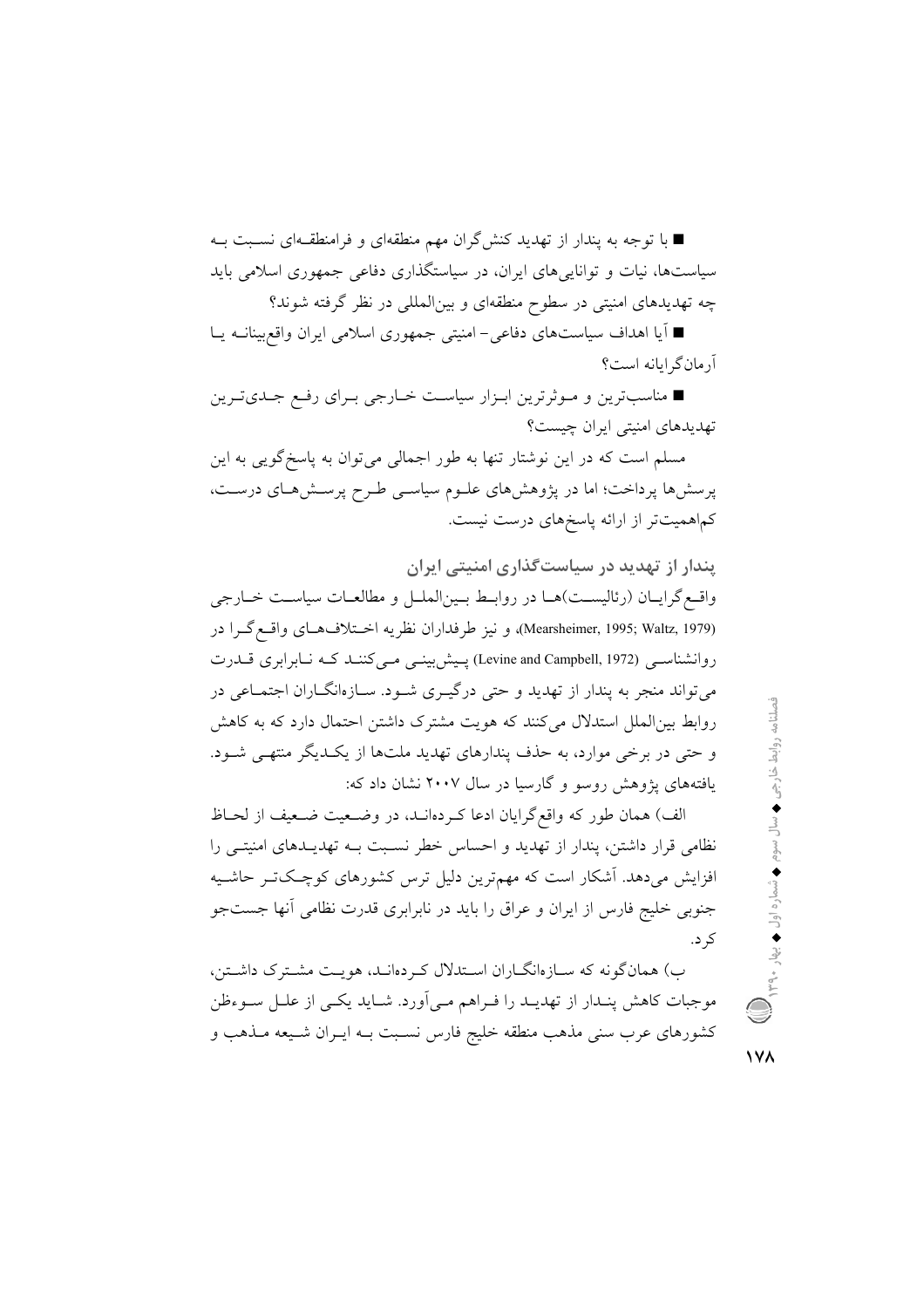■ با توجه به پندار از تهدید کنش‌گران مهم منطقه‌ای و فرامنطقه‌ای نسبت به سیاست‌ها، نیات و توانایی‌های ایران، در سیاستگذاری دفاعی جمهوری اسلامی باید چه تهدیدهای امنیتی در سطوح منطقه‌ای و بین‌المللی در نظر گرفته شوند؟

■ آیا اهداف سیاست‌های دفاعی- امنیتی جمهوری اسلامی ایران واقع‌بینانه یا آرمان‌گرایانه است؟

■ مناسب‌ترین و موثرترین ابزار سیاست خارجی برای رفع جدی‌ترین تهدیدهای امنیتی ایران چیست؟

مسلم است که در این نوشتار تنها به طور اجمالی می‌توان به پاسخ‌گویی به این پرسش‌ها پرداخت؛ اما در پژوهش‌های علوم سیاسی طرح پرسش‌های درست، کم‌اهمیت‌تر از ارائه پاسخ‌های درست نیست.

## پندار از تهدید در سیاستگذاری امنیتی ایران

واقع‌گرایان (رئالیست)ها در روابط بین‌الملل و مطالعات سیاست خارجی (Mearsheimer, 1995; Waltz, 1979)، و نیز طرفداران نظریه اختلاف‌های واقع‌گرا در روانشناسی (Levine and Campbell, 1972) پیش‌بینی می‌کنند که نابرابری قدرت می‌تواند منجر به پندار از تهدید و حتی درگیری شود. سازه‌انگاران اجتماعی در روابط بین‌الملل استدلال می‌کنند که هویت مشترک داشتن احتمال دارد که به کاهش و حتی در برخی موارد، به حذف پندارهای تهدید ملت‌ها از یکدیگر منتهی شود. یافته‌های پژوهش روسو و گارسیا در سال ۲۰۰۷ نشان داد که:

الف) همان طور که واقع‌گرایان ادعا کرده‌اند، در وضعیت ضعیف از لحاظ نظامی قرار داشتن، پندار از تهدید و احساس خطر نسبت به تهدیدهای امنیتی را افزایش می‌دهد. آشکار است که مهم‌ترین دلیل ترس کشورهای کوچک‌تر حاشیه جنوبی خلیج فارس از ایران و عراق را باید در نابرابری قدرت نظامی آنها جست‌جو کرد.

ب) همان‌گونه که سازه‌انگاران استدلال کرده‌اند، هویت مشترک داشتن، موجبات کاهش پندار از تهدید را فراهم می‌آورد. شاید یکی از علل سوءظن کشورهای عرب سنی مذهب منطقه خلیج فارس نسبت به ایران شیعه مذهب و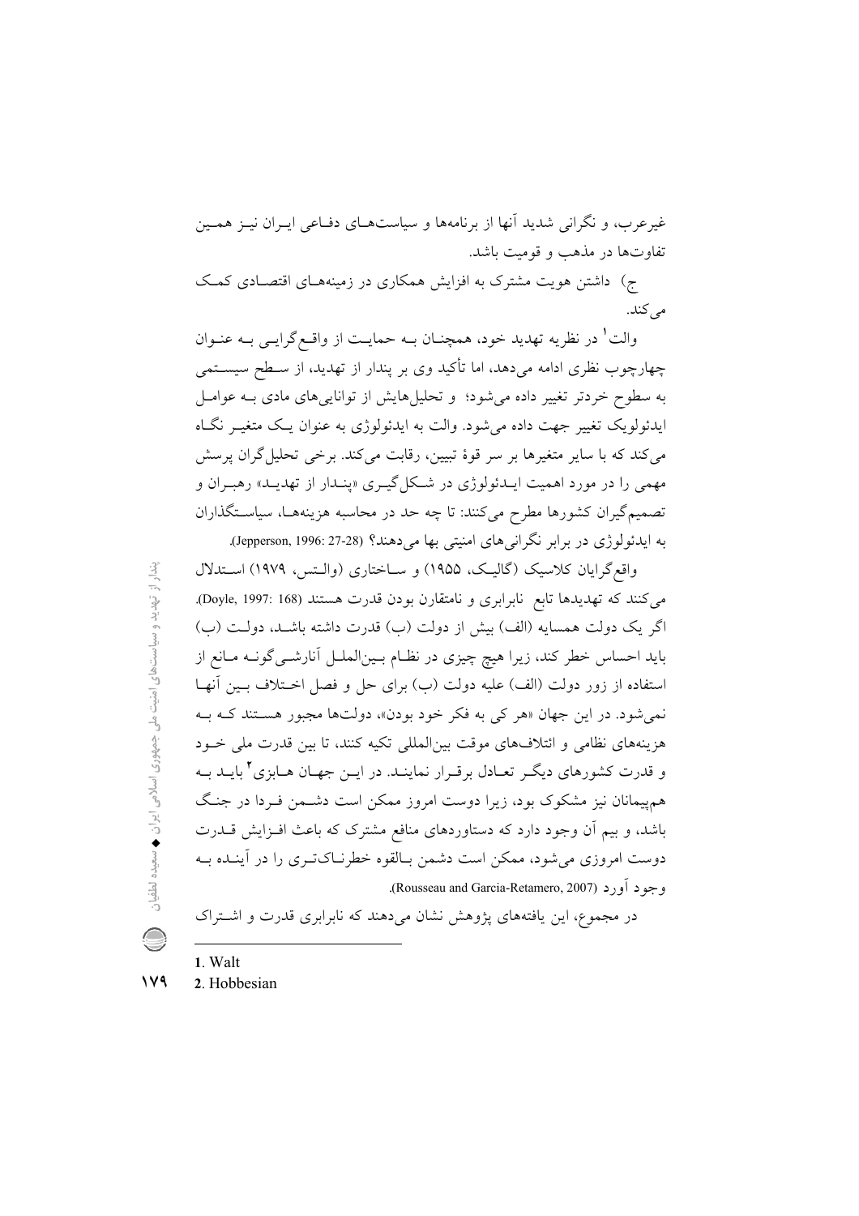غیرعرب، و نگرانی شدید آنها از برنامه‌ها و سیاست‌های دفاعی ایران نیز همین تفاوت‌ها در مذهب و قومیت باشد.

ج) داشتن هویت مشترک به افزایش همکاری در زمینه‌های اقتصادی کمک می‌کند.

والت[1] در نظریه تهدید خود، همچنان به حمایت از واقع‌گرایی به عنوان چهارچوب نظری ادامه می‌دهد، اما تأکید وی بر پندار از تهدید، از سطح سیستمی به سطوح خردتر تغییر داده می‌شود؛ و تحلیل‌هایش از توانایی‌های مادی به عوامل ایدئولوژیک تغییر جهت داده می‌شود. والت به ایدئولوژی به عنوان یک متغیر نگاه می‌کند که با سایر متغیرها بر سر قوهٔ تبیین، رقابت می‌کند. برخی تحلیل‌گران پرسش مهمی را در مورد اهمیت ایدئولوژی در شکل‌گیری «پندار از تهدید» رهبران و تصمیم‌گیران کشورها مطرح می‌کنند: تا چه حد در محاسبه هزینه‌ها، سیاستگذاران به ایدئولوژی در برابر نگرانی‌های امنیتی بها می‌دهند؟ (Jepperson, 1996: 27-28).

واقع‌گرایان کلاسیک (گالیک، ۱۹۵۵) و ساختاری (والتس، ۱۹۷۹) استدلال می‌کنند که تهدیدها تابع نابرابری و نامتقارن بودن قدرت هستند (Doyle, 1997: 168). اگر یک دولت همسایه (الف) بیش از دولت (ب) قدرت داشته باشد، دولت (ب) باید احساس خطر کند، زیرا هیچ چیزی در نظام بین‌الملل آنارشی‌گونه مانع از استفاده از زور دولت (الف) علیه دولت (ب) برای حل و فصل اختلاف بین آنها نمی‌شود. در این جهان «هر کی به فکر خود بودن»، دولت‌ها مجبور هستند که به هزینه‌های نظامی و ائتلاف‌های موقت بین‌المللی تکیه کنند، تا بین قدرت ملی خود و قدرت کشورهای دیگر تعادل برقرار نمایند. در این جهان هابزی[2] باید به هم‌پیمانان نیز مشکوک بود، زیرا دوست امروز ممکن است دشمن فردا در جنگ باشد، و بیم آن وجود دارد که دستاوردهای منافع مشترک که باعث افزایش قدرت دوست امروزی می‌شود، ممکن است دشمن بالقوه خطرناک‌تری را در آینده به وجود آورد (Rousseau and Garcia-Retamero, 2007).

در مجموع، این یافته‌های پژوهش نشان می‌دهند که نابرابری قدرت و اشتراک

---

1. Walt
2. Hobbesian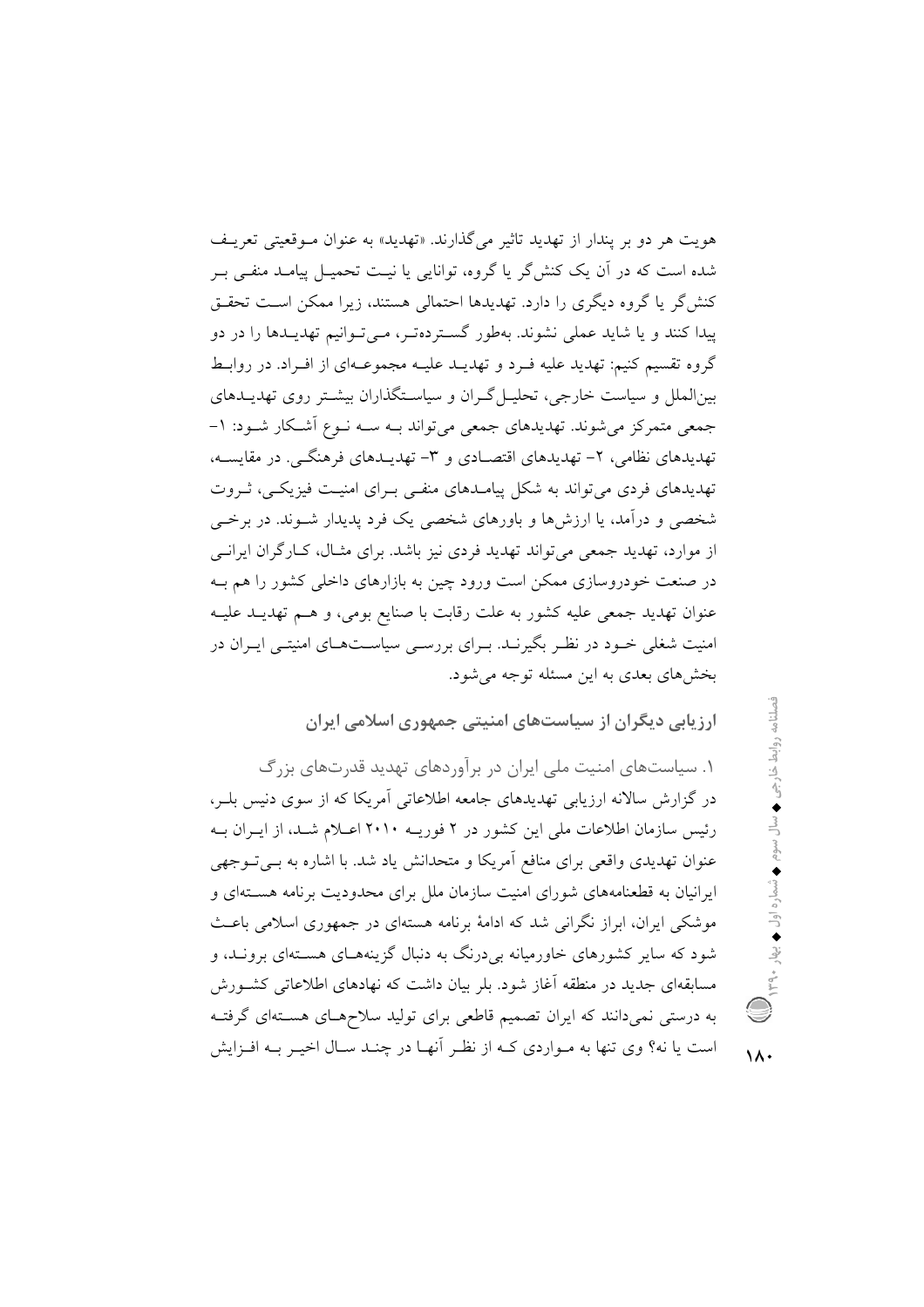هویت هر دو بر پندار از تهدید تاثیر می‌گذارند. «تهدید» به عنوان موقعیتی تعریف شده است که در آن یک کنش‌گر یا گروه، توانایی یا نیت تحمیل پیامد منفی بر کنش‌گر یا گروه دیگری را دارد. تهدیدها احتمالی هستند، زیرا ممکن است تحقق پیدا کنند و یا شاید عملی نشوند. به‌طور گسترده‌تر، می‌توانیم تهدیدها را در دو گروه تقسیم کنیم: تهدید علیه فرد و تهدید علیه مجموعه‌ای از افراد. در روابط بین‌الملل و سیاست خارجی، تحلیل‌گران و سیاستگذاران بیشتر روی تهدیدهای جمعی متمرکز می‌شوند. تهدیدهای جمعی می‌تواند به سه نوع آشکار شود: ۱- تهدیدهای نظامی، ۲- تهدیدهای اقتصادی و ۳- تهدیدهای فرهنگی. در مقایسه، تهدیدهای فردی می‌تواند به شکل پیامدهای منفی برای امنیت فیزیکی، ثروت شخصی و درآمد، یا ارزش‌ها و باورهای شخصی یک فرد پدیدار شوند. در برخی از موارد، تهدید جمعی می‌تواند تهدید فردی نیز باشد. برای مثال، کارگران ایرانی در صنعت خودروسازی ممکن است ورود چین به بازارهای داخلی کشور را هم به عنوان تهدید جمعی علیه کشور به علت رقابت با صنایع بومی، و هم تهدید علیه امنیت شغلی خود در نظر بگیرند. برای بررسی سیاست‌های امنیتی ایران در بخش‌های بعدی به این مسئله توجه می‌شود.

## ارزیابی دیگران از سیاست‌های امنیتی جمهوری اسلامی ایران

۱. سیاست‌های امنیت ملی ایران در برآوردهای تهدید قدرت‌های بزرگ

در گزارش سالانه ارزیابی تهدیدهای جامعه اطلاعاتی آمریکا که از سوی دنیس بلر، رئیس سازمان اطلاعات ملی این کشور در ۲ فوریه ۲۰۱۰ اعلام شد، از ایران به عنوان تهدیدی واقعی برای منافع آمریکا و متحدانش یاد شد. با اشاره به بی‌توجهی ایرانیان به قطعنامه‌های شورای امنیت سازمان ملل برای محدودیت برنامه هسته‌ای و موشکی ایران، ابراز نگرانی شد که ادامهٔ برنامه هسته‌ای در جمهوری اسلامی باعث شود که سایر کشورهای خاورمیانه بی‌درنگ به دنبال گزینه‌های هسته‌ای بروند، و مسابقه‌ای جدید در منطقه آغاز شود. بلر بیان داشت که نهادهای اطلاعاتی کشورش به درستی نمی‌دانند که ایران تصمیم قاطعی برای تولید سلاح‌های هسته‌ای گرفته است یا نه؟ وی تنها به مواردی که از نظر آنها در چند سال اخیر به افزایش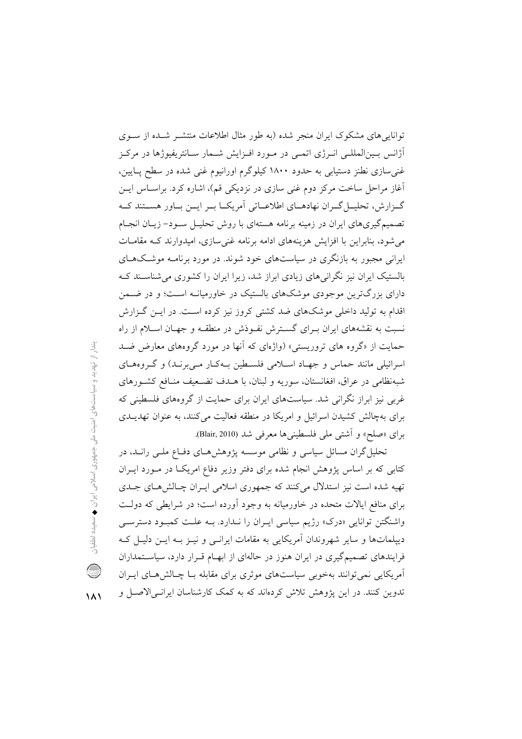توانایی‌های مشکوک ایران منجر شده (به طور مثال اطلاعات منتشر شده از سوی آژانس بین‌المللی انرژی اتمی در مورد افزایش شمار سانتریفیوژها در مرکز غنی‌سازی نطنز دستیابی به حدود ۱۸۰۰ کیلوگرم اورانیوم غنی شده در سطح پایین، آغاز مراحل ساخت مرکز دوم غنی سازی در نزدیکی قم)، اشاره کرد. براساس این گزارش، تحلیل‌گران نهادهای اطلاعاتی آمریکا بر این باور هستند که تصمیم‌گیری‌های ایران در زمینه برنامه هسته‌ای با روش تحلیل سود- زیان انجام می‌شود، بنابراین با افزایش هزینه‌های ادامه برنامه غنی‌سازی، امیدوارند که مقامات ایرانی مجبور به بازنگری در سیاست‌های خود شوند. در مورد برنامه موشک‌های بالستیک ایران نیز نگرانی‌های زیادی ابراز شد، زیرا ایران را کشوری می‌شناسند که دارای بزرگ‌ترین موجودی موشک‌های بالستیک در خاورمیانه است؛ و در ضمن اقدام به تولید داخلی موشک‌های ضد کشتی کروز نیز کرده است. در این گزارش نسبت به نقشه‌های ایران برای گسترش نفوذش در منطقه و جهان اسلام از راه حمایت از «گروه های تروریستی» (واژه‌ای که آنها در مورد گروه‌های معارض ضد اسرائیلی مانند حماس و جهاد اسلامی فلسطین به‌کار می‌برند) و گروه‌های شبه‌نظامی در عراق، افغانستان، سوریه و لبنان، با هدف تضعیف منافع کشورهای غربی نیز ابراز نگرانی شد. سیاست‌های ایران برای حمایت از گروه‌های فلسطینی که برای به‌چالش کشیدن اسرائیل و امریکا در منطقه فعالیت می‌کنند، به عنوان تهدیدی برای «صلح» و آشتی ملی فلسطینی‌ها معرفی شد (Blair, 2010).

تحلیل‌گران مسائل سیاسی و نظامی موسسه پژوهش‌های دفاع ملی راند، در کتابی که بر اساس پژوهش انجام شده برای دفتر وزیر دفاع امریکا در مورد ایران تهیه شده است نیز استدلال می‌کنند که جمهوری اسلامی ایران چالش‌های جدی برای منافع ایالات متحده در خاورمیانه به وجود آورده است؛ در شرایطی که دولت واشنگتن توانایی «درک» رژیم سیاسی ایران را ندارد. به علت کمبود دسترسی دیپلمات‌ها و سایر شهروندان آمریکایی به مقامات ایرانی و نیز به این دلیل که فرایندهای تصمیم‌گیری در ایران هنوز در حاله‌ای از ابهام قرار دارد، سیاستمداران آمریکایی نمی‌توانند به‌خوبی سیاست‌های موثری برای مقابله با چالش‌های ایران تدوین کنند. در این پژوهش تلاش کرده‌اند که به کمک کارشناسان ایرانی‌الاصل و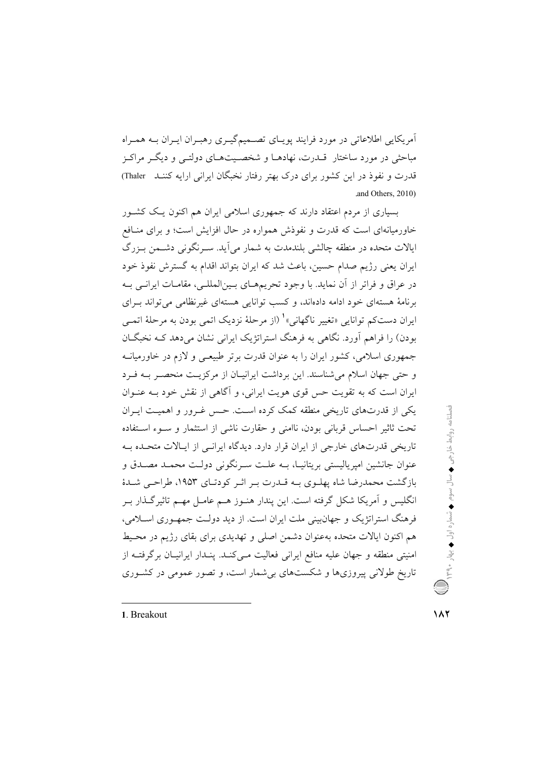آمریکایی اطلاعاتی در مورد فرایند پویای تصمیم‌گیری رهبران ایران به همراه مباحثی در مورد ساختار قدرت، نهادها و شخصیت‌های دولتی و دیگر مراکز قدرت و نفوذ در این کشور برای درک بهتر رفتار نخبگان ایرانی ارایه کنند (Thaler and Others, 2010).

بسیاری از مردم اعتقاد دارند که جمهوری اسلامی ایران هم اکنون یک کشور خاورمیانه‌ای است که قدرت و نفوذش همواره در حال افزایش است؛ و برای منافع ایالات متحده در منطقه چالشی بلندمدت به شمار می‌آید. سرنگونی دشمن بزرگ ایران یعنی رژیم صدام حسین، باعث شد که ایران بتواند اقدام به گسترش نفوذ خود در عراق و فراتر از آن نماید. با وجود تحریم‌های بین‌المللی، مقامات ایرانی به برنامهٔ هسته‌ای خود ادامه داده‌اند، و کسب توانایی هسته‌ای غیرنظامی می‌تواند برای ایران دست‌کم توانایی «تغییر ناگهانی»[1] (از مرحلهٔ نزدیک اتمی بودن به مرحلهٔ اتمی بودن) را فراهم آورد. نگاهی به فرهنگ استراتژیک ایرانی نشان می‌دهد که نخبگان جمهوری اسلامی، کشور ایران را به عنوان قدرت برتر طبیعی و لازم در خاورمیانه و حتی جهان اسلام می‌شناسند. این برداشت ایرانیان از مرکزیت منحصر به فرد ایران است که به تقویت حس قوی هویت ایرانی، و آگاهی از نقش خود به عنوان یکی از قدرت‌های تاریخی منطقه کمک کرده است. حس غرور و اهمیت ایران تحت تاثیر احساس قربانی بودن، ناامنی و حقارت ناشی از استثمار و سوء استفاده تاریخی قدرت‌های خارجی از ایران قرار دارد. دیدگاه ایرانی از ایالات متحده به عنوان جانشین امپریالیستی بریتانیا، به علت سرنگونی دولت محمد مصدق و بازگشت محمدرضا شاه پهلوی به قدرت بر اثر کودتای ۱۹۵۳، طراحی شدهٔ انگلیس و آمریکا شکل گرفته است. این پندار هنوز هم عامل مهم تاثیرگذار بر فرهنگ استراتژیک و جهان‌بینی ملت ایران است. از دید دولت جمهوری اسلامی، هم اکنون ایالات متحده به‌عنوان دشمن اصلی و تهدیدی برای بقای رژیم در محیط امنیتی منطقه و جهان علیه منافع ایرانی فعالیت می‌کند. پندار ایرانیان برگرفته از تاریخ طولانی پیروزی‌ها و شکست‌های بی‌شمار است، و تصور عمومی در کشوری

---

1. Breakout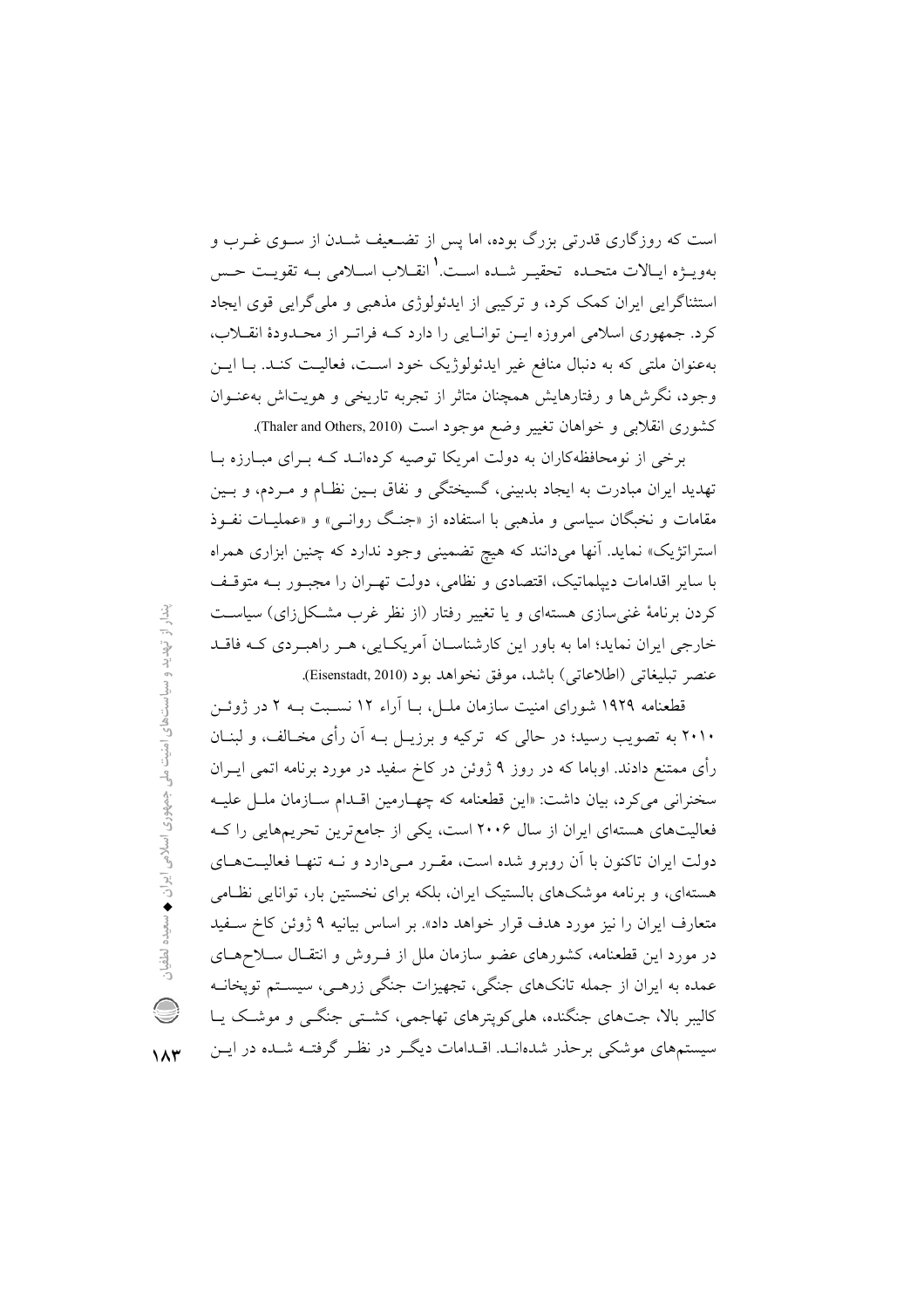است که روزگاری قدرتی بزرگ بوده، اما پس از تضعیف شدن از سوی غرب و به‌ویژه ایالات متحده تحقیر شده است.[1] انقلاب اسلامی به تقویت حس استثناگرایی ایران کمک کرد، و ترکیبی از ایدئولوژی مذهبی و ملی‌گرایی قوی ایجاد کرد. جمهوری اسلامی امروزه این توانایی را دارد که فراتر از محدودهٔ انقلاب، به‌عنوان ملتی که به دنبال منافع غیر ایدئولوژیک خود است، فعالیت کند. با این وجود، نگرش‌ها و رفتارهایش همچنان متاثر از تجربه تاریخی و هویت‌اش به‌عنوان کشوری انقلابی و خواهان تغییر وضع موجود است (Thaler and Others, 2010).

برخی از نومحافظه‌کاران به دولت امریکا توصیه کرده‌اند که برای مبارزه با تهدید ایران مبادرت به ایجاد بدبینی، گسیختگی و نفاق بین نظام و مردم، و بین مقامات و نخبگان سیاسی و مذهبی با استفاده از «جنگ روانی» و «عملیات نفوذ استراتژیک» نماید. آنها می‌دانند که هیچ تضمینی وجود ندارد که چنین ابزاری همراه با سایر اقدامات دیپلماتیک، اقتصادی و نظامی، دولت تهران را مجبور به متوقف کردن برنامهٔ غنی‌سازی هسته‌ای و یا تغییر رفتار (از نظر غرب مشکل‌زای) سیاست خارجی ایران نماید؛ اما به باور این کارشناسان آمریکایی، هر راهبردی که فاقد عنصر تبلیغاتی (اطلاعاتی) باشد، موفق نخواهد بود (Eisenstadt, 2010).

قطعنامه ۱۹۲۹ شورای امنیت سازمان ملل، با آراء ۱۲ نسبت به ۲ در ژوئن ۲۰۱۰ به تصویب رسید؛ در حالی که ترکیه و برزیل به آن رأی مخالف، و لبنان رأی ممتنع دادند. اوباما که در روز ۹ ژوئن در کاخ سفید در مورد برنامه اتمی ایران سخنرانی می‌کرد، بیان داشت: «این قطعنامه که چهارمین اقدام سازمان ملل علیه فعالیت‌های هسته‌ای ایران از سال ۲۰۰۶ است، یکی از جامع‌ترین تحریم‌هایی را که دولت ایران تاکنون با آن روبرو شده است، مقرر می‌دارد و نه تنها فعالیت‌های هسته‌ای، و برنامه موشک‌های بالستیک ایران، بلکه برای نخستین بار، توانایی نظامی متعارف ایران را نیز مورد هدف قرار خواهد داد». بر اساس بیانیه ۹ ژوئن کاخ سفید در مورد این قطعنامه، کشورهای عضو سازمان ملل از فروش و انتقال سلاح‌های عمده به ایران از جمله تانک‌های جنگی، تجهیزات جنگی زرهی، سیستم توپخانه کالیبر بالا، جت‌های جنگنده، هلی‌کوپترهای تهاجمی، کشتی جنگی و موشک یا سیستم‌های موشکی برحذر شده‌اند. اقدامات دیگر در نظر گرفته شده در این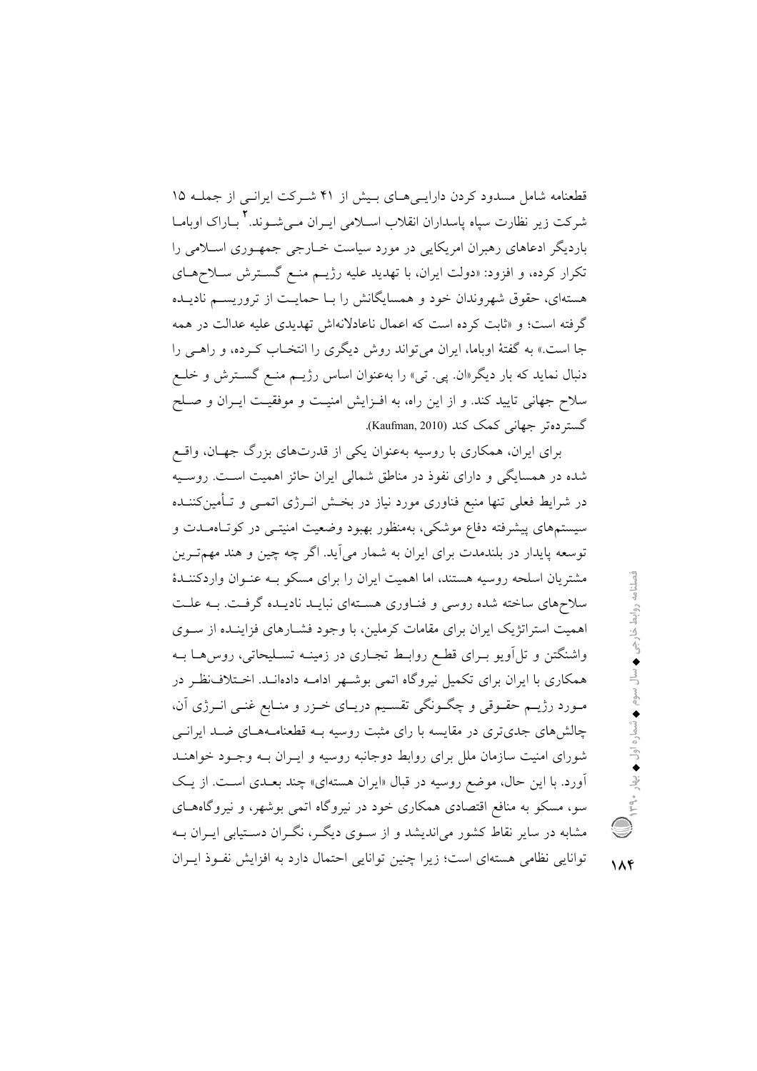قطعنامه شامل مسدود کردن دارایی‌های بیش از ۴۱ شرکت ایرانی از جمله ۱۵ شرکت زیر نظارت سپاه پاسداران انقلاب اسلامی ایران می‌شوند.[۲] باراک اوباما باردیگر ادعاهای رهبران امریکایی در مورد سیاست خارجی جمهوری اسلامی را تکرار کرده، و افزود: «دولت ایران، با تهدید علیه رژیم منع گسترش سلاح‌های هسته‌ای، حقوق شهروندان خود و همسایگانش را با حمایت از تروریسم نادیده گرفته است؛ و «ثابت کرده است که اعمال ناعادلانه‌اش تهدیدی علیه عدالت در همه جا است.» به گفتهٔ اوباما، ایران می‌تواند روش دیگری را انتخاب کرده، و راهی را دنبال نماید که بار دیگر«ان. پی. تی» را به‌عنوان اساس رژیم منع گسترش و خلع سلاح جهانی تایید کند. و از این راه، به افزایش امنیت و موفقیت ایران و صلح گسترده‌تر جهانی کمک کند (Kaufman, 2010).

برای ایران، همکاری با روسیه به‌عنوان یکی از قدرت‌های بزرگ جهان، واقع شده در همسایگی و دارای نفوذ در مناطق شمالی ایران حائز اهمیت است. روسیه در شرایط فعلی تنها منبع فناوری مورد نیاز در بخش انرژی اتمی و تأمین‌کننده سیستم‌های پیشرفته دفاع موشکی، به‌منظور بهبود وضعیت امنیتی در کوتاه‌مدت و توسعه پایدار در بلندمدت برای ایران به شمار می‌آید. اگر چه چین و هند مهم‌ترین مشتریان اسلحه روسیه هستند، اما اهمیت ایران را برای مسکو به عنوان واردکنندهٔ سلاح‌های ساخته شده روسی و فناوری هسته‌ای نباید نادیده گرفت. به علت اهمیت استراتژیک ایران برای مقامات کرملین، با وجود فشارهای فزاینده از سوی واشنگتن و تل‌آویو برای قطع روابط تجاری در زمینه تسلیحاتی، روس‌ها به همکاری با ایران برای تکمیل نیروگاه اتمی بوشهر ادامه داده‌اند. اختلاف‌نظر در مورد رژیم حقوقی و چگونگی تقسیم دریای خزر و منابع غنی انرژی آن، چالش‌های جدی‌تری در مقایسه با رای مثبت روسیه به قطعنامه‌های ضد ایرانی شورای امنیت سازمان ملل برای روابط دوجانبه روسیه و ایران به وجود خواهند آورد. با این حال، موضع روسیه در قبال «ایران هسته‌ای» چند بعدی است. از یک سو، مسکو به منافع اقتصادی همکاری خود در نیروگاه اتمی بوشهر، و نیروگاه‌های مشابه در سایر نقاط کشور می‌اندیشد و از سوی دیگر، نگران دستیابی ایران به توانایی نظامی هسته‌ای است؛ زیرا چنین توانایی احتمال دارد به افزایش نفوذ ایران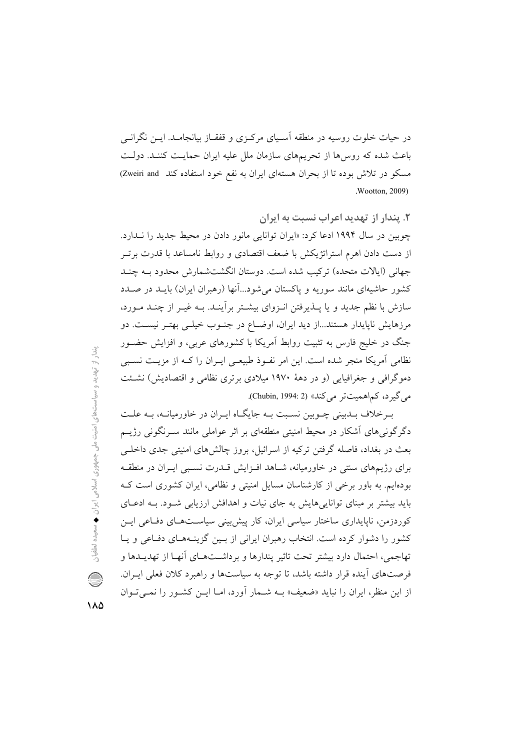در حیات خلوت روسیه در منطقه آسیای مرکزی و قفقاز بیانجامد. این نگرانی باعث شده که روس‌ها از تحریم‌های سازمان ملل علیه ایران حمایت کنند. دولت مسکو در تلاش بوده تا از بحران هسته‌ای ایران به نفع خود استفاده کند (Zweiri and Wootton, 2009).

### ۲. پندار از تهدید اعراب نسبت به ایران

چوبین در سال ۱۹۹۴ ادعا کرد: «ایران توانایی مانور دادن در محیط جدید را ندارد. از دست دادن اهرم استراتژیکش با ضعف اقتصادی و روابط نامساعد با قدرت برتر جهانی (ایالات متحده) ترکیب شده است. دوستان انگشت‌شمارش محدود به چند کشور حاشیه‌ای مانند سوریه و پاکستان می‌شود...آنها (رهبران ایران) باید در صدد سازش با نظم جدید و یا پذیرفتن انزوای بیشتر برآیند. به غیر از چند مورد، مرزهایش ناپایدار هستند...از دید ایران، اوضاع در جنوب خیلی بهتر نیست. دو جنگ در خلیج فارس به تثبیت روابط آمریکا با کشورهای عربی، و افزایش حضور نظامی آمریکا منجر شده است. این امر نفوذ طبیعی ایران را که از مزیت نسبی دموگرافی و جغرافیایی (و در دهۀ ۱۹۷۰ میلادی برتری نظامی و اقتصادیش) نشئت می‌گیرد، کم‌اهمیت‌تر می‌کند» (Chubin, 1994: 2).

برخلاف بدبینی چوبین نسبت به جایگاه ایران در خاورمیانه، به علت دگرگونی‌های آشکار در محیط امنیتی منطقه‌ای بر اثر عواملی مانند سرنگونی رژیم بعث در بغداد، فاصله گرفتن ترکیه از اسرائیل، بروز چالش‌های امنیتی جدی داخلی برای رژیم‌های سنتی در خاورمیانه، شاهد افزایش قدرت نسبی ایران در منطقه بوده‌ایم. به باور برخی از کارشناسان مسایل امنیتی و نظامی، ایران کشوری است که باید بیشتر بر مبنای توانایی‌هایش به جای نیات و اهدافش ارزیابی شود. به ادعای کوردزمن، ناپایداری ساختار سیاسی ایران، کار پیش‌بینی سیاست‌های دفاعی این کشور را دشوار کرده است. انتخاب رهبران ایرانی از بین گزینه‌های دفاعی و یا تهاجمی، احتمال دارد بیشتر تحت تاثیر پندارها و برداشت‌های آنها از تهدیدها و فرصت‌های آینده قرار داشته باشد، تا توجه به سیاست‌ها و راهبرد کلان فعلی ایران. از این منظر، ایران را نباید «ضعیف» به شمار آورد، اما این کشور را نمی‌توان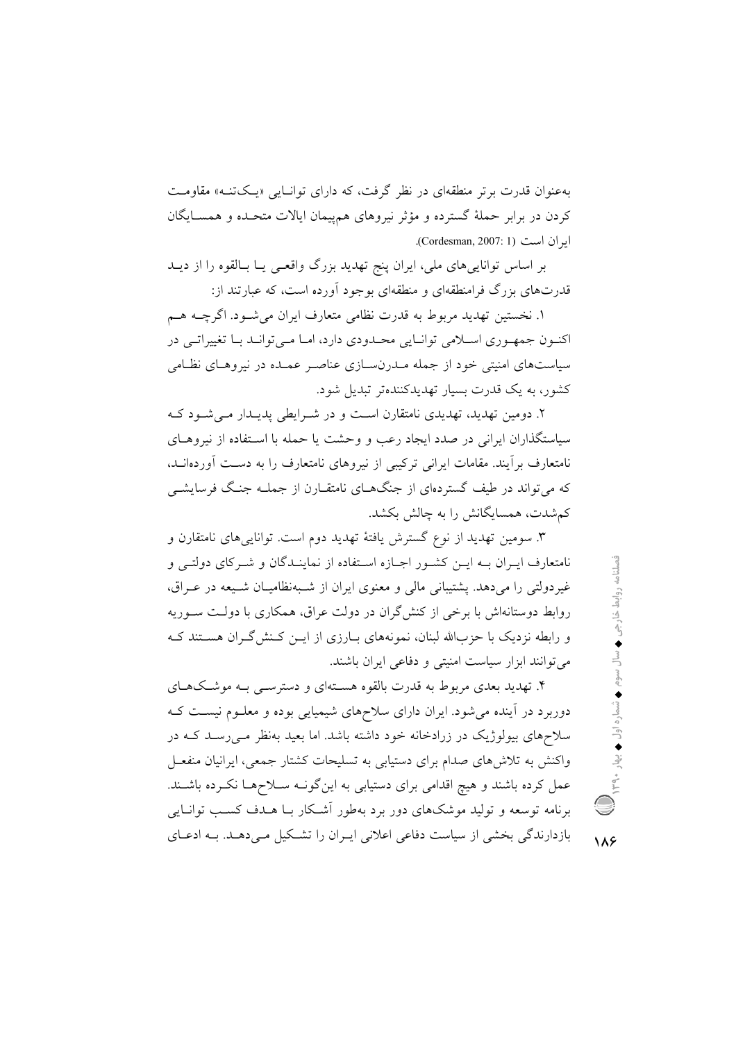به‌عنوان قدرت برتر منطقه‌ای در نظر گرفت، که دارای توانایی «یک‌تنه» مقاومت کردن در برابر حملهٔ گسترده و مؤثر نیروهای هم‌پیمان ایالات متحده و همسایگان ایران است (Cordesman, 2007: 1).

بر اساس توانایی‌های ملی، ایران پنج تهدید بزرگ واقعی یا بالقوه را از دید قدرت‌های بزرگ فرامنطقه‌ای و منطقه‌ای بوجود آورده است، که عبارتند از:

۱. نخستین تهدید مربوط به قدرت نظامی متعارف ایران می‌شود. اگرچه هم اکنون جمهوری اسلامی توانایی محدودی دارد، اما می‌تواند با تغییراتی در سیاست‌های امنیتی خود از جمله مدرن‌سازی عناصر عمده در نیروهای نظامی کشور، به یک قدرت بسیار تهدیدکننده‌تر تبدیل شود.

۲. دومین تهدید، تهدیدی نامتقارن است و در شرایطی پدیدار می‌شود که سیاستگذاران ایرانی در صدد ایجاد رعب و وحشت یا حمله با استفاده از نیروهای نامتعارف برآیند. مقامات ایرانی ترکیبی از نیروهای نامتعارف را به دست آورده‌اند، که می‌تواند در طیف گسترده‌ای از جنگ‌های نامتقارن از جمله جنگ فرسایشی کم‌شدت، همسایگانش را به چالش بکشد.

۳. سومین تهدید از نوع گسترش یافتهٔ تهدید دوم است. توانایی‌های نامتقارن و نامتعارف ایران به این کشور اجازه استفاده از نمایندگان و شرکای دولتی و غیردولتی را می‌دهد. پشتیبانی مالی و معنوی ایران از شبه‌نظامیان شیعه در عراق، روابط دوستانه‌اش با برخی از کنش‌گران در دولت عراق، همکاری با دولت سوریه و رابطه نزدیک با حزب‌الله لبنان، نمونه‌های بارزی از این کنش‌گران هستند که می‌توانند ابزار سیاست امنیتی و دفاعی ایران باشند.

۴. تهدید بعدی مربوط به قدرت بالقوه هسته‌ای و دسترسی به موشک‌های دوربرد در آینده می‌شود. ایران دارای سلاح‌های شیمیایی بوده و معلوم نیست که سلاح‌های بیولوژیک در زرادخانه خود داشته باشد. اما بعید به‌نظر می‌رسد که در واکنش به تلاش‌های صدام برای دستیابی به تسلیحات کشتار جمعی، ایرانیان منفعل عمل کرده باشند و هیچ اقدامی برای دستیابی به این‌گونه سلاح‌ها نکرده باشند. برنامه توسعه و تولید موشک‌های دور برد به‌طور آشکار با هدف کسب توانایی بازدارندگی بخشی از سیاست دفاعی اعلانی ایران را تشکیل می‌دهد. به ادعای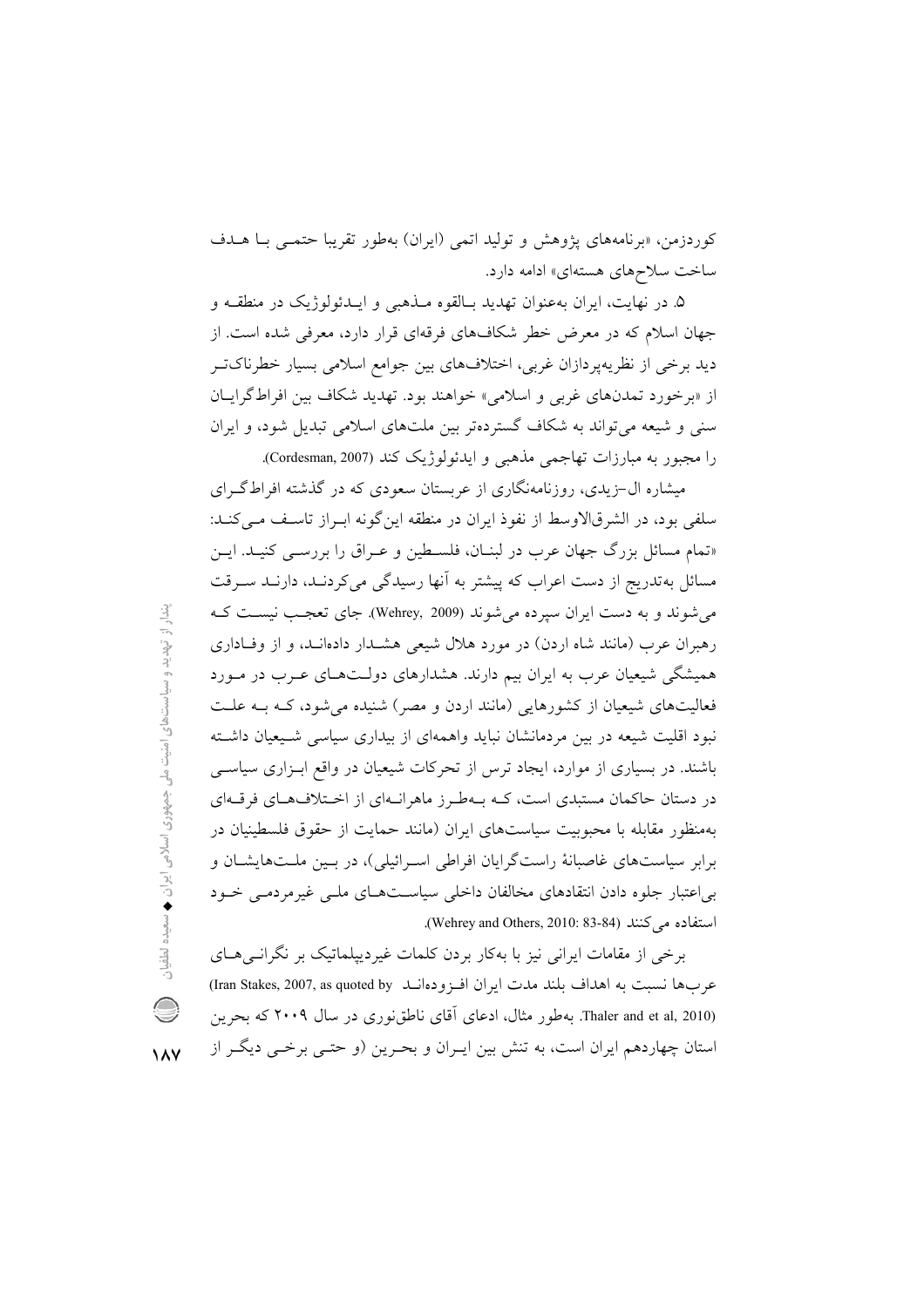کوردزمن، «برنامه‌های پژوهش و تولید اتمی (ایران) به‌طور تقریبا حتمی با هدف ساخت سلاح‌های هسته‌ای» ادامه دارد.

۵. در نهایت، ایران به‌عنوان تهدید بالقوه مذهبی و ایدئولوژیک در منطقه و جهان اسلام که در معرض خطر شکاف‌های فرقه‌ای قرار دارد، معرفی شده است. از دید برخی از نظریه‌پردازان غربی، اختلاف‌های بین جوامع اسلامی بسیار خطرناک‌تر از «برخورد تمدن‌های غربی و اسلامی» خواهند بود. تهدید شکاف بین افراط‌گرایان سنی و شیعه می‌تواند به شکاف گسترده‌تر بین ملت‌های اسلامی تبدیل شود، و ایران را مجبور به مبارزات تهاجمی مذهبی و ایدئولوژیک کند (Cordesman, 2007).

میشاره ال-زیدی، روزنامه‌نگاری از عربستان سعودی که در گذشته افراط‌گرای سلفی بود، در الشرق‌الاوسط از نفوذ ایران در منطقه این‌گونه ابراز تاسف می‌کند: «تمام مسائل بزرگ جهان عرب در لبنان، فلسطین و عراق را بررسی کنید. این مسائل به‌تدریج از دست اعراب که پیشتر به آنها رسیدگی می‌کردند، دارند سرقت می‌شوند و به دست ایران سپرده می‌شوند (Wehrey, 2009). جای تعجب نیست که رهبران عرب (مانند شاه اردن) در مورد هلال شیعی هشدار داده‌اند، و از وفاداری همیشگی شیعیان عرب به ایران بیم دارند. هشدارهای دولت‌های عرب در مورد فعالیت‌های شیعیان از کشورهایی (مانند اردن و مصر) شنیده می‌شود، که به علت نبود اقلیت شیعه در بین مردمانشان نباید واهمه‌ای از بیداری سیاسی شیعیان داشته باشند. در بسیاری از موارد، ایجاد ترس از تحرکات شیعیان در واقع ابزاری سیاسی در دستان حاکمان مستبدی است، که به‌طرز ماهرانه‌ای از اختلاف‌های فرقه‌ای به‌منظور مقابله با محبوبیت سیاست‌های ایران (مانند حمایت از حقوق فلسطینیان در برابر سیاست‌های غاصبانهٔ راست‌گرایان افراطی اسرائیلی)، در بین ملت‌هایشان و بی‌اعتبار جلوه دادن انتقادهای مخالفان داخلی سیاست‌های ملی غیرمردمی خود استفاده می‌کنند (Wehrey and Others, 2010: 83-84).

برخی از مقامات ایرانی نیز با به‌کار بردن کلمات غیردیپلماتیک بر نگرانی‌های عرب‌ها نسبت به اهداف بلند مدت ایران افزوده‌اند (Iran Stakes, 2007, as quoted by Thaler and et al, 2010). به‌طور مثال، ادعای آقای ناطق‌نوری در سال ۲۰۰۹ که بحرین استان چهاردهم ایران است، به تنش بین ایران و بحرین (و حتی برخی دیگر از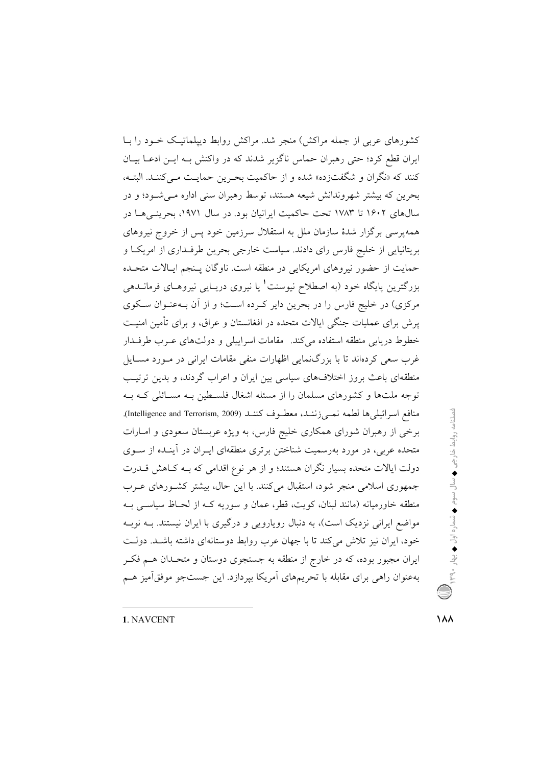کشورهای عربی از جمله مراکش) منجر شد. مراکش روابط دیپلماتیک خود را با ایران قطع کرد؛ حتی رهبران حماس ناگزیر شدند که در واکنش به این ادعا بیان کنند که «نگران و شگفت‌زده» شده و از حاکمیت بحرین حمایت می‌کنند. البته، بحرین که بیشتر شهروندانش شیعه هستند، توسط رهبران سنی اداره می‌شود؛ و در سال‌های ۱۶۰۲ تا ۱۷۸۳ تحت حاکمیت ایرانیان بود. در سال ۱۹۷۱، بحرینی‌ها در همه‌پرسی برگزار شدهٔ سازمان ملل به استقلال سرزمین خود پس از خروج نیروهای بریتانیایی از خلیج فارس رای دادند. سیاست خارجی بحرین طرفداری از امریکا و حمایت از حضور نیروهای امریکایی در منطقه است. ناوگان پنجم ایالات متحده بزرگترین پایگاه خود (به اصطلاح نیوسنت[1] یا نیروی دریایی نیروهای فرماندهی مرکزی) در خلیج فارس را در بحرین دایر کرده است؛ و از آن به‌عنوان سکوی پرش برای عملیات جنگی ایالات متحده در افغانستان و عراق، و برای تأمین امنیت خطوط دریایی منطقه استفاده می‌کند. مقامات اسراییلی و دولت‌های عرب طرفدار غرب سعی کرده‌اند تا با بزرگ‌نمایی اظهارات منفی مقامات ایرانی در مورد مسایل منطقه‌ای باعث بروز اختلاف‌های سیاسی بین ایران و اعراب گردند، و بدین ترتیب توجه ملت‌ها و کشورهای مسلمان را از مسئله اشغال فلسطین به مسائلی که به منافع اسرائیلی‌ها لطمه نمی‌زنند، معطوف کنند (Intelligence and Terrorism, 2009). برخی از رهبران شورای همکاری خلیج فارس، به ویژه عربستان سعودی و امارات متحده عربی، در مورد به‌رسمیت شناختن برتری منطقه‌ای ایران در آینده از سوی دولت ایالات متحده بسیار نگران هستند؛ و از هر نوع اقدامی که به کاهش قدرت جمهوری اسلامی منجر شود، استقبال می‌کنند. با این حال، بیشتر کشورهای عرب منطقه خاورمیانه (مانند لبنان، کویت، قطر، عمان و سوریه که از لحاظ سیاسی به مواضع ایرانی نزدیک است)، به دنبال رویارویی و درگیری با ایران نیستند. به نوبه خود، ایران نیز تلاش می‌کند تا با جهان عرب روابط دوستانه‌ای داشته باشد. دولت ایران مجبور بوده، که در خارج از منطقه به جستجوی دوستان و متحدان هم فکر به‌عنوان راهی برای مقابله با تحریم‌های آمریکا بپردازد. این جست‌جو موفق‌آمیز هم

1. NAVCENT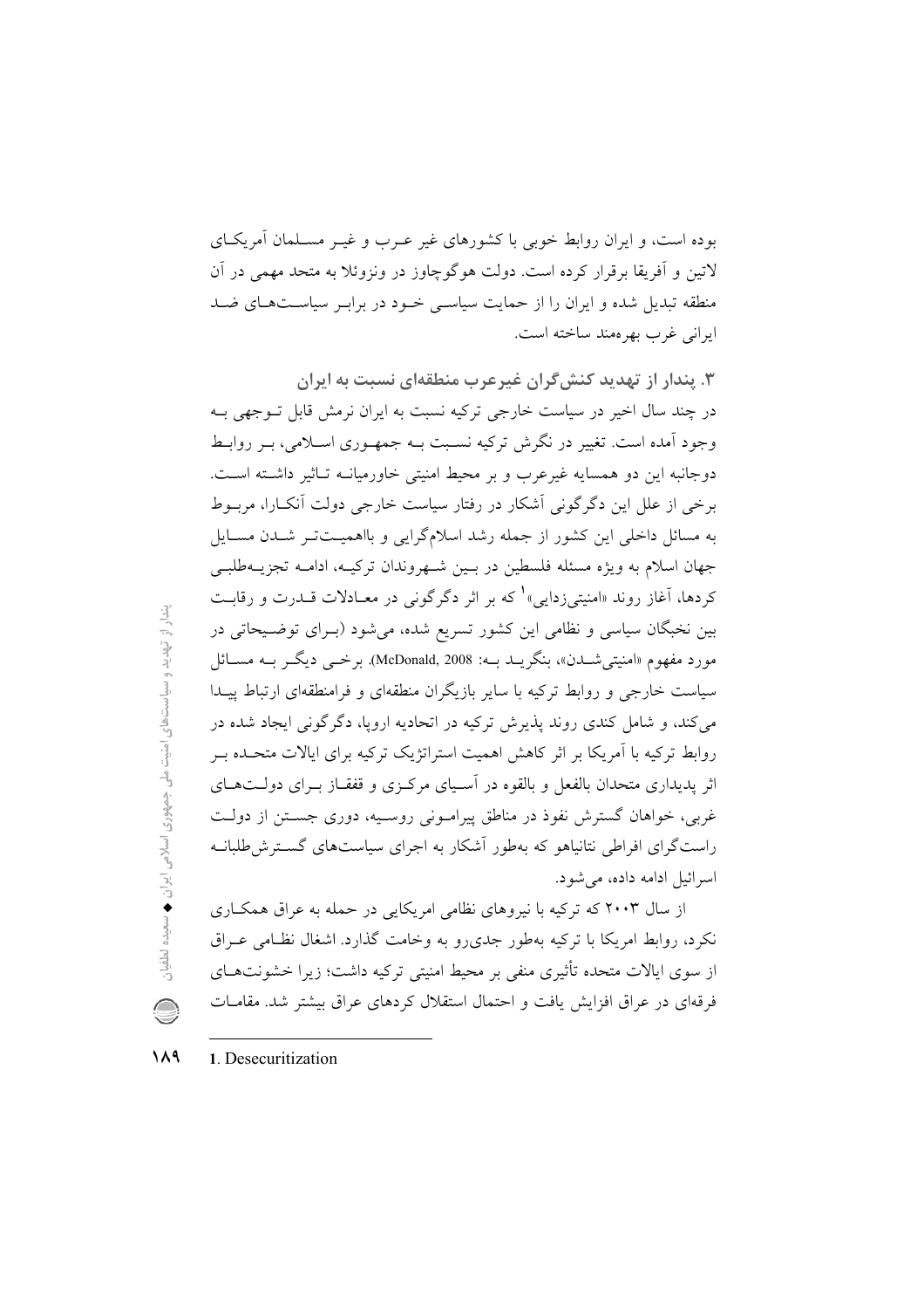بوده است، و ایران روابط خوبی با کشورهای غیر عرب و غیر مسلمان آمریکای لاتین و آفریقا برقرار کرده است. دولت هوگوچاوز در ونزوئلا به متحد مهمی در آن منطقه تبدیل شده و ایران را از حمایت سیاسی خود در برابر سیاست‌های ضد ایرانی غرب بهره‌مند ساخته است.

### ۳. پندار از تهدید کنش‌گران غیرعرب منطقه‌ای نسبت به ایران

در چند سال اخیر در سیاست خارجی ترکیه نسبت به ایران نرمش قابل توجهی به وجود آمده است. تغییر در نگرش ترکیه نسبت به جمهوری اسلامی، بر روابط دوجانبه این دو همسایه غیرعرب و بر محیط امنیتی خاورمیانه تاثیر داشته است. برخی از علل این دگرگونی آشکار در رفتار سیاست خارجی دولت آنکارا، مربوط به مسائل داخلی این کشور از جمله رشد اسلام‌گرایی و بااهمیت‌تر شدن مسایل جهان اسلام به ویژه مسئله فلسطین در بین شهروندان ترکیه، ادامه تجزیه‌طلبی کردها، آغاز روند «امنیتی‌زدایی»[1] که بر اثر دگرگونی در معادلات قدرت و رقابت بین نخبگان سیاسی و نظامی این کشور تسریع شده، می‌شود (برای توضیحاتی در مورد مفهوم «امنیتی‌شدن»، بنگرید به: McDonald, 2008). برخی دیگر به مسائل سیاست خارجی و روابط ترکیه با سایر بازیگران منطقه‌ای و فرامنطقه‌ای ارتباط پیدا می‌کند، و شامل کندی روند پذیرش ترکیه در اتحادیه اروپا، دگرگونی ایجاد شده در روابط ترکیه با آمریکا بر اثر کاهش اهمیت استراتژیک ترکیه برای ایالات متحده بر اثر پدیداری متحدان بالفعل و بالقوه در آسیای مرکزی و قفقاز برای دولت‌های غربی، خواهان گسترش نفوذ در مناطق پیرامونی روسیه، دوری جستن از دولت راست‌گرای افراطی نتانیاهو که به‌طور آشکار به اجرای سیاست‌های گسترش‌طلبانه اسرائیل ادامه داده، می‌شود.

از سال ۲۰۰۳ که ترکیه با نیروهای نظامی امریکایی در حمله به عراق همکاری نکرد، روابط امریکا با ترکیه به‌طور جدی‌رو به وخامت گذارد. اشغال نظامی عراق از سوی ایالات متحده تأثیری منفی بر محیط امنیتی ترکیه داشت؛ زیرا خشونت‌های فرقه‌ای در عراق افزایش یافت و احتمال استقلال کردهای عراق بیشتر شد. مقامات

---

1. Desecuritization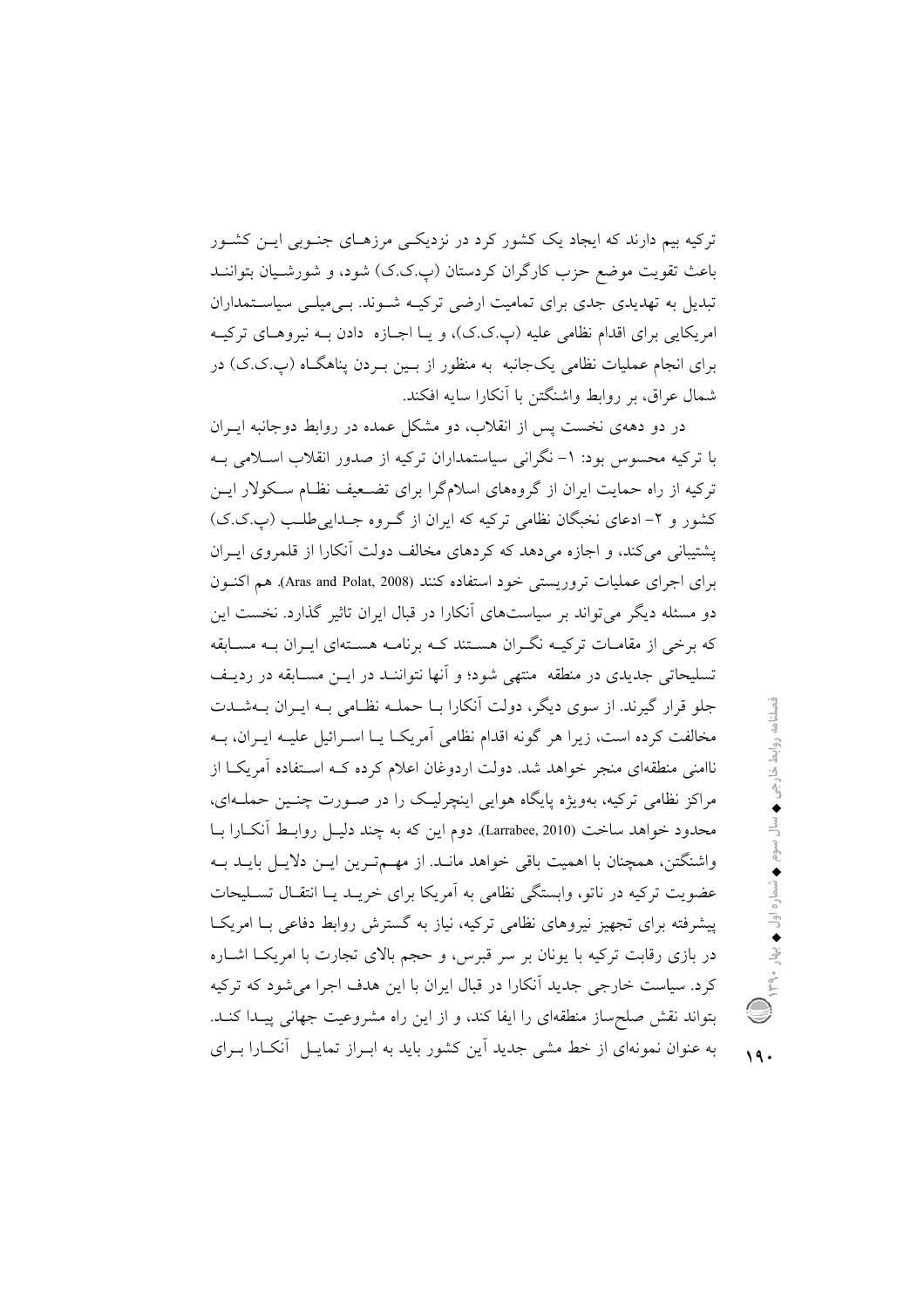ترکیه بیم دارند که ایجاد یک کشور کرد در نزدیکـی مرزهـای جنـوبی ایـن کشـور باعث تقویت موضع حزب کارگران کردستان (پ.ک.ک) شود، و شورشـیان بتواننـد تبدیل به تهدیدی جدی برای تمامیت ارضی ترکیـه شـوند. بـی‌میلـی سیاسـتمداران امریکایی برای اقدام نظامی علیه (پ.ک.ک)، و یـا اجـازه دادن بـه نیروهـای ترکیـه برای انجام عملیات نظامی یک‌جانبه به منظور از بـین بـردن پناهگـاه (پ.ک.ک) در شمال عراق، بر روابط واشنگتن با آنکارا سایه افکند.

در دو دهه‌ی نخست پس از انقلاب، دو مشکل عمده در روابط دوجانبه ایـران با ترکیه محسوس بود: ۱- نگرانی سیاستمداران ترکیه از صدور انقلاب اسـلامی بـه ترکیه از راه حمایت ایران از گروه‌های اسلام‌گرا برای تضـعیف نظـام سـکولار ایـن کشور و ۲- ادعای نخبگان نظامی ترکیه که ایران از گـروه جـدایی‌طلـب (پ.ک.ک) پشتیبانی می‌کند، و اجازه می‌دهد که کردهای مخالف دولت آنکارا از قلمروی ایـران برای اجرای عملیات تروریستی خود استفاده کنند (Aras and Polat, 2008). هم اکنـون دو مسئله دیگر می‌تواند بر سیاست‌های آنکارا در قبال ایران تاثیر گذارد. نخست این که برخی از مقامـات ترکیـه نگـران هسـتند کـه برنامـه هسـته‌ای ایـران بـه مسـابقه تسلیحاتی جدیدی در منطقه منتهی شود؛ و آنها نتواننـد در ایـن مسـابقه در ردیـف جلو قرار گیرند. از سوی دیگر، دولت آنکارا بـا حملـه نظـامی بـه ایـران بـه‌شـدت مخالفت کرده است، زیرا هر گونه اقدام نظامی آمریکـا یـا اسـرائیل علیـه ایـران، بـه ناامنی منطقه‌ای منجر خواهد شد. دولت اردوغان اعلام کرده کـه اسـتفاده آمریکـا از مراکز نظامی ترکیه، به‌ویژه پایگاه هوایی اینچرلیـک را در صـورت چنـین حملـه‌ای، محدود خواهد ساخت (Larrabee, 2010). دوم این که به چند دلیـل روابـط آنکـارا بـا واشنگتن، همچنان با اهمیت باقی خواهد مانـد. از مهـم‌تـرین ایـن دلایـل بایـد بـه عضویت ترکیه در ناتو، وابستگی نظامی به آمریکا برای خریـد یـا انتقـال تسـلیحات پیشرفته برای تجهیز نیروهای نظامی ترکیه، نیاز به گسترش روابط دفاعی بـا امریکـا در بازی رقابت ترکیه با یونان بر سر قبرس، و حجم بالای تجارت با امریکـا اشـاره کرد. سیاست خارجی جدید آنکارا در قبال ایران با این هدف اجرا می‌شود که ترکیه بتواند نقش صلح‌ساز منطقه‌ای را ایفا کند، و از این راه مشروعیت جهانی پیـدا کنـد. به عنوان نمونه‌ای از خط مشی جدید این کشور باید به ابـراز تمایـل آنکـارا بـرای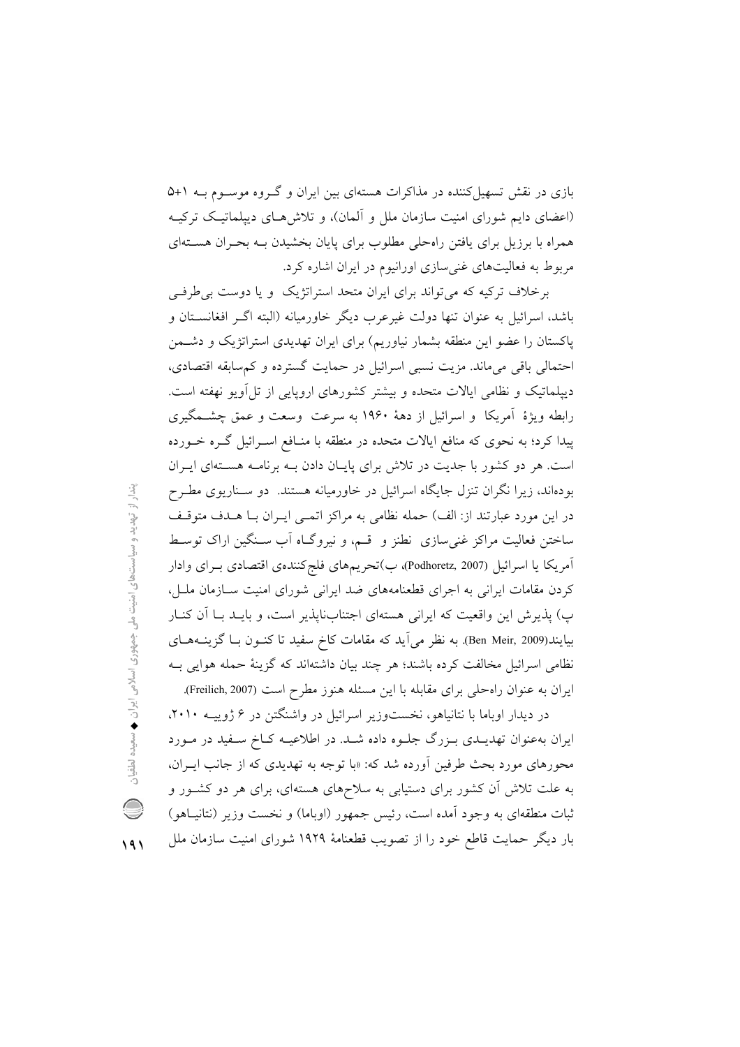بازی در نقش تسهیل‌کننده در مذاکرات هسته‌ای بین ایران و گروه موسوم به ۱+۵ (اعضای دایم شورای امنیت سازمان ملل و آلمان)، و تلاش‌های دیپلماتیک ترکیه همراه با برزیل برای یافتن راه‌حلی مطلوب برای پایان بخشیدن به بحران هسته‌ای مربوط به فعالیت‌های غنی‌سازی اورانیوم در ایران اشاره کرد.

برخلاف ترکیه که می‌تواند برای ایران متحد استراتژیک و یا دوست بی‌طرفی باشد، اسرائیل به عنوان تنها دولت غیرعرب دیگر خاورمیانه (البته اگر افغانستان و پاکستان را عضو این منطقه بشمار نیاوریم) برای ایران تهدیدی استراتژیک و دشمن احتمالی باقی می‌ماند. مزیت نسبی اسرائیل در حمایت گسترده و کم‌سابقه اقتصادی، دیپلماتیک و نظامی ایالات متحده و بیشتر کشورهای اروپایی از تل‌آویو نهفته است. رابطه ویژهٔ آمریکا و اسرائیل از دههٔ ۱۹۶۰ به سرعت وسعت و عمق چشمگیری پیدا کرد؛ به نحوی که منافع ایالات متحده در منطقه با منافع اسرائیل گره خورده است. هر دو کشور با جدیت در تلاش برای پایان دادن به برنامه هسته‌ای ایران بوده‌اند، زیرا نگران تنزل جایگاه اسرائیل در خاورمیانه هستند. دو سناریوی مطرح در این مورد عبارتند از: الف) حمله نظامی به مراکز اتمی ایران با هدف متوقف ساختن فعالیت مراکز غنی‌سازی نطنز و قم، و نیروگاه آب سنگین اراک توسط آمریکا یا اسرائیل (Podhoretz, 2007)، ب)تحریم‌های فلج‌کننده‌ی اقتصادی برای وادار کردن مقامات ایرانی به اجرای قطعنامه‌های ضد ایرانی شورای امنیت سازمان ملل، پ) پذیرش این واقعیت که ایرانی هسته‌ای اجتناب‌ناپذیر است، و باید با آن کنار بیایند(Ben Meir, 2009). به نظر می‌آید که مقامات کاخ سفید تا کنون با گزینه‌های نظامی اسرائیل مخالفت کرده باشند؛ هر چند بیان داشته‌اند که گزینهٔ حمله هوایی به ایران به عنوان راه‌حلی برای مقابله با این مسئله هنوز مطرح است (Freilich, 2007).

در دیدار اوباما با نتانیاهو، نخست‌وزیر اسرائیل در واشنگتن در ۶ ژوییه ۲۰۱۰، ایران به‌عنوان تهدیدی بزرگ جلوه داده شد. در اطلاعیه کاخ سفید در مورد محورهای مورد بحث طرفین آورده شد که: «با توجه به تهدیدی که از جانب ایران، به علت تلاش آن کشور برای دستیابی به سلاح‌های هسته‌ای، برای هر دو کشور و ثبات منطقه‌ای به وجود آمده است، رئیس جمهور (اوباما) و نخست وزیر (نتانیاهو) بار دیگر حمایت قاطع خود را از تصویب قطعنامهٔ ۱۹۲۹ شورای امنیت سازمان ملل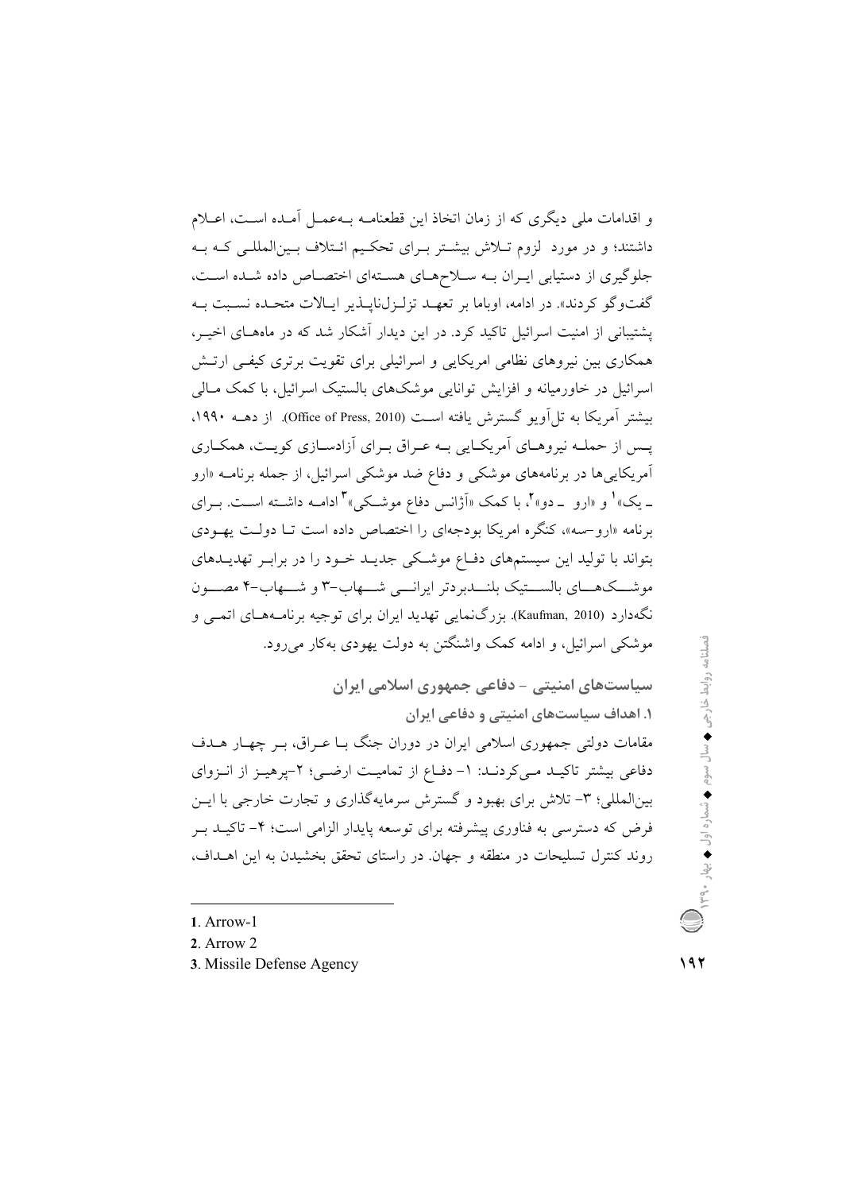و اقدامات ملی دیگری که از زمان اتخاذ این قطعنامه به‌عمل آمده است، اعلام داشتند؛ و در مورد لزوم تلاش بیشتر برای تحکیم ائتلاف بین‌المللی که به جلوگیری از دستیابی ایران به سلاح‌های هسته‌ای اختصاص داده شده است، گفت‌وگو کردند». در ادامه، اوباما بر تعهد تزلزل‌ناپذیر ایالات متحده نسبت به پشتیبانی از امنیت اسرائیل تاکید کرد. در این دیدار آشکار شد که در ماه‌های اخیر، همکاری بین نیروهای نظامی امریکایی و اسرائیلی برای تقویت برتری کیفی ارتش اسرائیل در خاورمیانه و افزایش توانایی موشک‌های بالستیک اسرائیل، با کمک مالی بیشتر آمریکا به تل‌آویو گسترش یافته است (Office of Press, 2010). از دهه ۱۹۹۰، پس از حمله نیروهای آمریکایی به عراق برای آزادسازی کویت، همکاری آمریکایی‌ها در برنامه‌های موشکی و دفاع ضد موشکی اسرائیل، از جمله برنامه «ارو ـ یک»[1] و «ارو ـ دو»[2]، با کمک «آژانس دفاع موشکی»[3] ادامه داشته است. برای برنامه «ارو-سه»، کنگره امریکا بودجه‌ای را اختصاص داده است تا دولت یهودی بتواند با تولید این سیستم‌های دفاع موشکی جدید خود را در برابر تهدیدهای موشک‌های بالستیک بلندبردتر ایرانی شهاب-۳ و شهاب-۴ مصون نگه‌دارد (Kaufman, 2010). بزرگ‌نمایی تهدید ایران برای توجیه برنامه‌های اتمی و موشکی اسرائیل، و ادامه کمک واشنگتن به دولت یهودی به‌کار می‌رود.

## سیاست‌های امنیتی - دفاعی جمهوری اسلامی ایران

### ۱. اهداف سیاست‌های امنیتی و دفاعی ایران

مقامات دولتی جمهوری اسلامی ایران در دوران جنگ با عراق، بر چهار هدف دفاعی بیشتر تاکید می‌کردند: ۱- دفاع از تمامیت ارضی؛ ۲-پرهیز از انزوای بین‌المللی؛ ۳- تلاش برای بهبود و گسترش سرمایه‌گذاری و تجارت خارجی با این فرض که دسترسی به فناوری پیشرفته برای توسعه پایدار الزامی است؛ ۴- تاکید بر روند کنترل تسلیحات در منطقه و جهان. در راستای تحقق بخشیدن به این اهداف،

---

1. Arrow-1
2. Arrow 2
3. Missile Defense Agency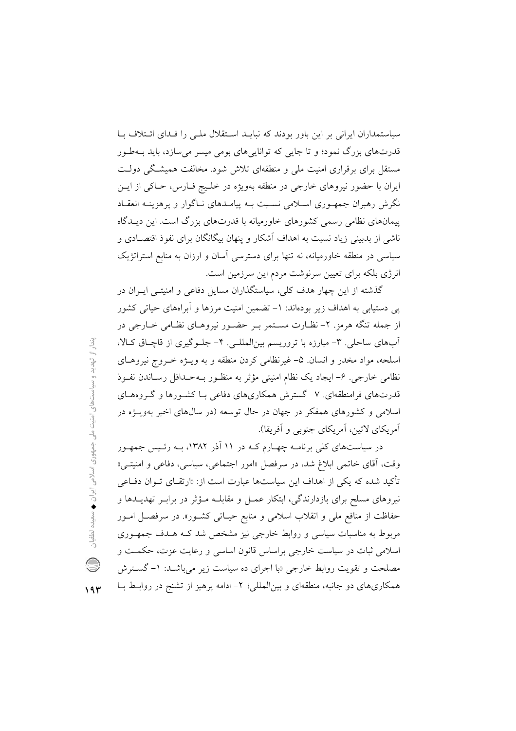سیاستمداران ایرانی بر این باور بودند که نباید استقلال ملی را فدای ائتلاف با قدرت‌های بزرگ نمود؛ و تا جایی که توانایی‌های بومی میسر می‌سازد، باید به‌طور مستقل برای برقراری امنیت ملی و منطقه‌ای تلاش شود. مخالفت همیشگی دولت ایران با حضور نیروهای خارجی در منطقه به‌ویژه در خلیج فارس، حاکی از این نگرش رهبران جمهوری اسلامی نسبت به پیامدهای ناگوار و پرهزینه انعقاد پیمان‌های نظامی رسمی کشورهای خاورمیانه با قدرت‌های بزرگ است. این دیدگاه ناشی از بدبینی زیاد نسبت به اهداف آشکار و پنهان بیگانگان برای نفوذ اقتصادی و سیاسی در منطقه خاورمیانه، نه تنها برای دسترسی آسان و ارزان به منابع استراتژیک انرژی بلکه برای تعیین سرنوشت مردم این سرزمین است.

گذشته از این چهار هدف کلی، سیاستگذاران مسایل دفاعی و امنیتی ایران در پی دستیابی به اهداف زیر بوده‌اند: ۱- تضمین امنیت مرزها و آبراه‌های حیاتی کشور از جمله تنگه هرمز. ۲- نظارت مستمر بر حضور نیروهای نظامی خارجی در آب‌های ساحلی. ۳- مبارزه با تروریسم بین‌المللی. ۴- جلوگیری از قاچاق کالا، اسلحه، مواد مخدر و انسان. ۵- غیرنظامی کردن منطقه و به ویژه خروج نیروهای نظامی خارجی. ۶- ایجاد یک نظام امنیتی مؤثر به منظور به‌حداقل رساندن نفوذ قدرت‌های فرامنطقه‌ای. ۷- گسترش همکاری‌های دفاعی با کشورها و گروه‌های اسلامی و کشورهای همفکر در جهان در حال توسعه (در سال‌های اخیر به‌ویژه در آمریکای لاتین، آمریکای جنوبی و آفریقا).

در سیاست‌های کلی برنامه چهارم که در ۱۱ آذر ۱۳۸۲، به رئیس جمهور وقت، آقای خاتمی ابلاغ شد، در سرفصل «امور اجتماعی، سیاسی، دفاعی و امنیتی» تأکید شده که یکی از اهداف این سیاست‌ها عبارت است از: «ارتقای توان دفاعی نیروهای مسلح برای بازدارندگی، ابتکار عمل و مقابله مؤثر در برابر تهدیدها و حفاظت از منافع ملی و انقلاب اسلامی و منابع حیاتی کشور». در سرفصل امور مربوط به مناسبات سیاسی و روابط خارجی نیز مشخص شد که هدف جمهوری اسلامی ثبات در سیاست خارجی براساس قانون اساسی و رعایت عزت، حکمت و مصلحت و تقویت روابط خارجی «با اجرای ده سیاست زیر می‌باشد: ۱- گسترش همکاری‌های دو جانبه، منطقه‌ای و بین‌المللی؛ ۲- ادامه پرهیز از تشنج در روابط با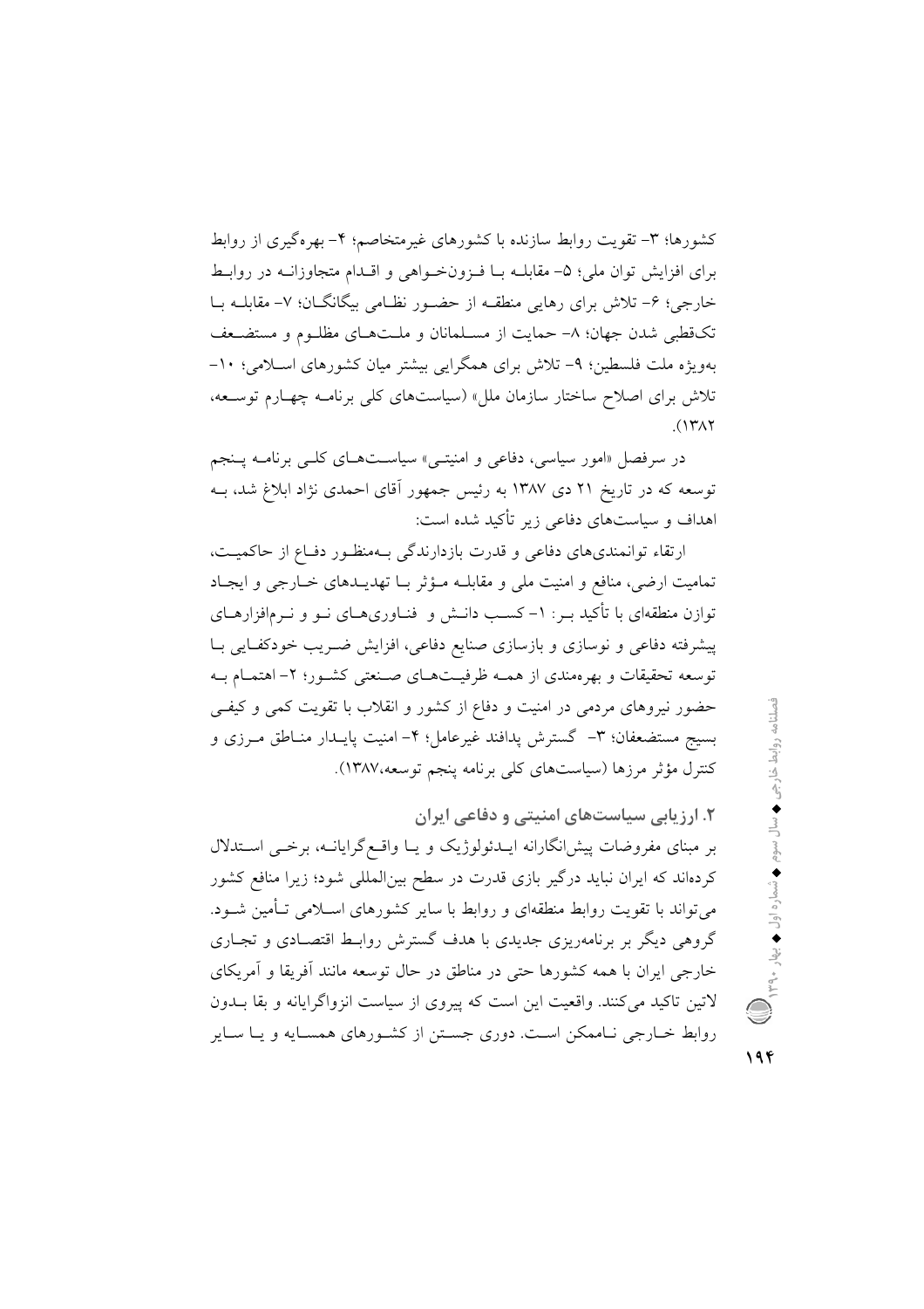کشورها؛ ۳- تقویت روابط سازنده با کشورهای غیرمتخاصم؛ ۴- بهره‌گیری از روابط برای افزایش توان ملی؛ ۵- مقابله با فزون‌خواهی و اقدام متجاوزانه در روابط خارجی؛ ۶- تلاش برای رهایی منطقه از حضور نظامی بیگانگان؛ ۷- مقابله با تک‌قطبی شدن جهان؛ ۸- حمایت از مسلمانان و ملت‌های مظلوم و مستضعف به‌ویژه ملت فلسطین؛ ۹- تلاش برای همگرایی بیشتر میان کشورهای اسلامی؛ ۱۰- تلاش برای اصلاح ساختار سازمان ملل» (سیاست‌های کلی برنامه چهارم توسعه، ۱۳۸۲).

در سرفصل «امور سیاسی، دفاعی و امنیتی» سیاست‌های کلی برنامه پنجم توسعه که در تاریخ ۲۱ دی ۱۳۸۷ به رئیس جمهور آقای احمدی نژاد ابلاغ شد، به اهداف و سیاست‌های دفاعی زیر تأکید شده است:

ارتقاء توانمندی‌های دفاعی و قدرت بازدارندگی به‌منظور دفاع از حاکمیت، تمامیت ارضی، منافع و امنیت ملی و مقابله مؤثر با تهدیدهای خارجی و ایجاد توازن منطقه‌ای با تأکید بر: ۱- کسب دانش و فناوری‌های نو و نرم‌افزارهای پیشرفته دفاعی و نوسازی و بازسازی صنایع دفاعی، افزایش ضریب خودکفایی با توسعه تحقیقات و بهره‌مندی از همه ظرفیت‌های صنعتی کشور؛ ۲- اهتمام به حضور نیروهای مردمی در امنیت و دفاع از کشور و انقلاب با تقویت کمی و کیفی بسیج مستضعفان؛ ۳- گسترش پدافند غیرعامل؛ ۴- امنیت پایدار مناطق مرزی و کنترل مؤثر مرزها (سیاست‌های کلی برنامه پنجم توسعه،۱۳۸۷).

### ۲. ارزیابی سیاست‌های امنیتی و دفاعی ایران

بر مبنای مفروضات پیش‌انگارانه ایدئولوژیک و یا واقع‌گرایانه، برخی استدلال کرده‌اند که ایران نباید درگیر بازی قدرت در سطح بین‌المللی شود؛ زیرا منافع کشور می‌تواند با تقویت روابط منطقه‌ای و روابط با سایر کشورهای اسلامی تأمین شود. گروهی دیگر بر برنامه‌ریزی جدیدی با هدف گسترش روابط اقتصادی و تجاری خارجی ایران با همه کشورها حتی در مناطق در حال توسعه مانند آفریقا و آمریکای لاتین تاکید می‌کنند. واقعیت این است که پیروی از سیاست انزواگرایانه و بقا بدون روابط خارجی ناممکن است. دوری جستن از کشورهای همسایه و یا سایر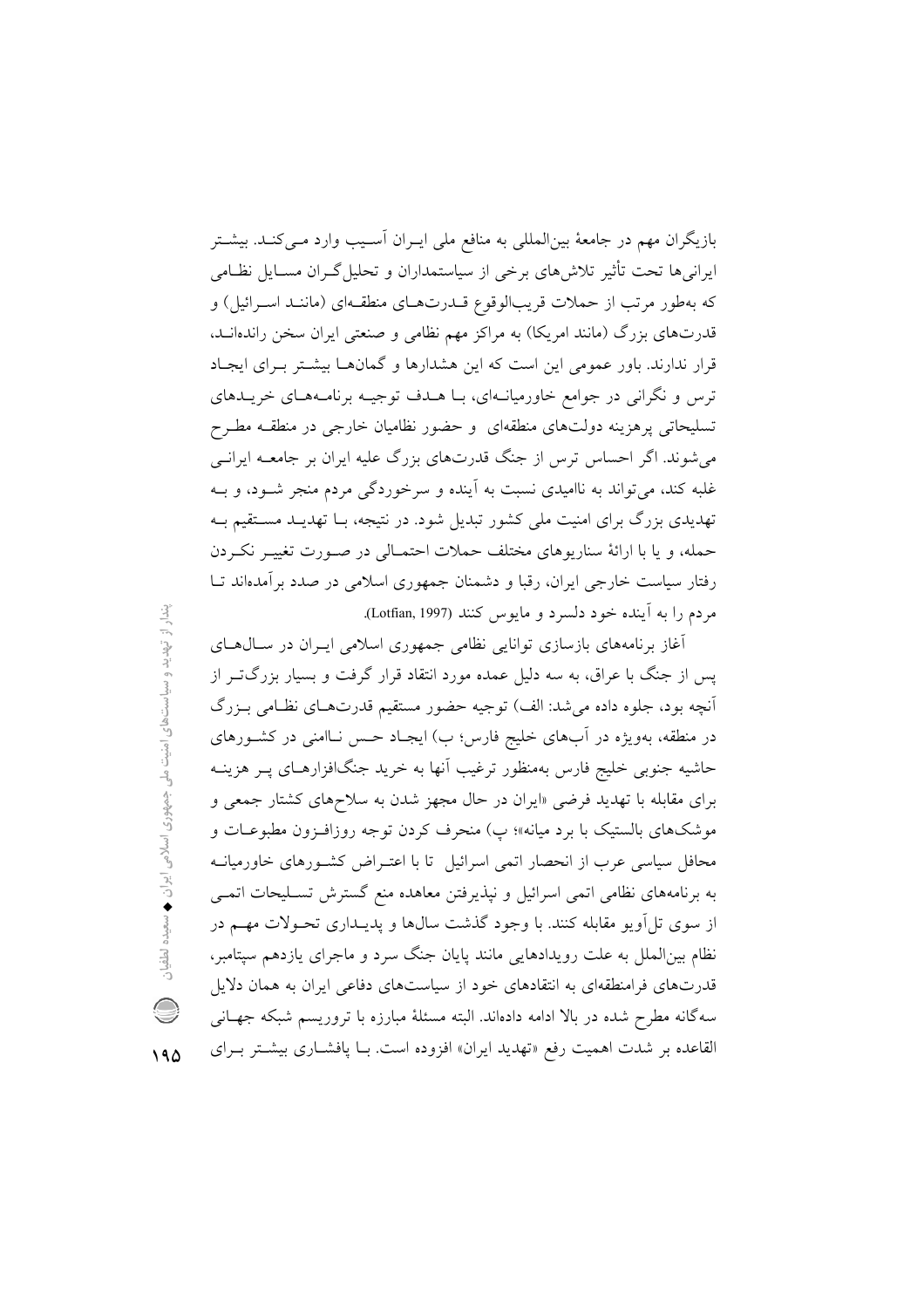بازیگران مهم در جامعهٔ بین‌المللی به منافع ملی ایـران آسـیب وارد مـی‌کنـد. بیشـتر ایرانی‌ها تحت تأثیر تلاش‌های برخی از سیاستمداران و تحلیل‌گـران مسـایل نظـامی که به‌طور مرتب از حملات قریب‌الوقوع قـدرت‌هـای منطقـه‌ای (ماننـد اسـرائیل) و قدرت‌های بزرگ (مانند امریکا) به مراکز مهم نظامی و صنعتی ایران سخن رانده‌انـد، قرار ندارند. باور عمومی این است که این هشدارها و گمان‌هـا بیشـتر بـرای ایجـاد ترس و نگرانی در جوامع خاورمیانـه‌ای، بـا هـدف توجیـه برنامـه‌هـای خریـدهای تسلیحاتی پرهزینه دولت‌های منطقه‌ای و حضور نظامیان خارجی در منطقـه مطـرح می‌شوند. اگر احساس ترس از جنگ قدرت‌های بزرگ علیه ایران بر جامعـه ایرانـی غلبه کند، می‌تواند به ناامیدی نسبت به آینده و سرخوردگی مردم منجر شـود، و بـه تهدیدی بزرگ برای امنیت ملی کشور تبدیل شود. در نتیجه، بـا تهدیـد مسـتقیم بـه حمله، و یا با ارائهٔ سناریوهای مختلف حملات احتمـالی در صـورت تغییـر نکـردن رفتار سیاست خارجی ایران، رقبا و دشمنان جمهوری اسلامی در صدد برآمده‌اند تـا مردم را به آینده خود دلسرد و مایوس کنند (Lotfian, 1997).

آغاز برنامه‌های بازسازی توانایی نظامی جمهوری اسلامی ایـران در سـال‌هـای پس از جنگ با عراق، به سه دلیل عمده مورد انتقاد قرار گرفت و بسیار بزرگ‌تـر از آنچه بود، جلوه داده می‌شد: الف) توجیه حضور مستقیم قدرت‌هـای نظـامی بـزرگ در منطقه، به‌ویژه در آب‌های خلیج فارس؛ ب) ایجـاد حـس نـاامنی در کشـورهای حاشیه جنوبی خلیج فارس به‌منظور ترغیب آنها به خرید جنگ‌افزارهـای پـر هزینـه برای مقابله با تهدید فرضی «ایران در حال مجهز شدن به سلاح‌های کشتار جمعی و موشک‌های بالستیک با برد میانه»؛ پ) منحرف کردن توجه روزافـزون مطبوعـات و محافل سیاسی عرب از انحصار اتمی اسرائیل تا با اعتـراض کشـورهای خاورمیانـه به برنامه‌های نظامی اتمی اسرائیل و نپذیرفتن معاهده منع گسترش تسـلیحات اتمـی از سوی تل‌آویو مقابله کنند. با وجود گذشت سال‌ها و پدیـداری تحـولات مهـم در نظام بین‌الملل به علت رویدادهایی مانند پایان جنگ سرد و ماجرای یازدهم سپتامبر، قدرت‌های فرامنطقه‌ای به انتقادهای خود از سیاست‌های دفاعی ایران به همان دلایل سه‌گانه مطرح شده در بالا ادامه داده‌اند. البته مسئلهٔ مبارزه با تروریسم شبکه جهـانی القاعده بر شدت اهمیت رفع «تهدید ایران» افزوده است. بـا پافشـاری بیشـتر بـرای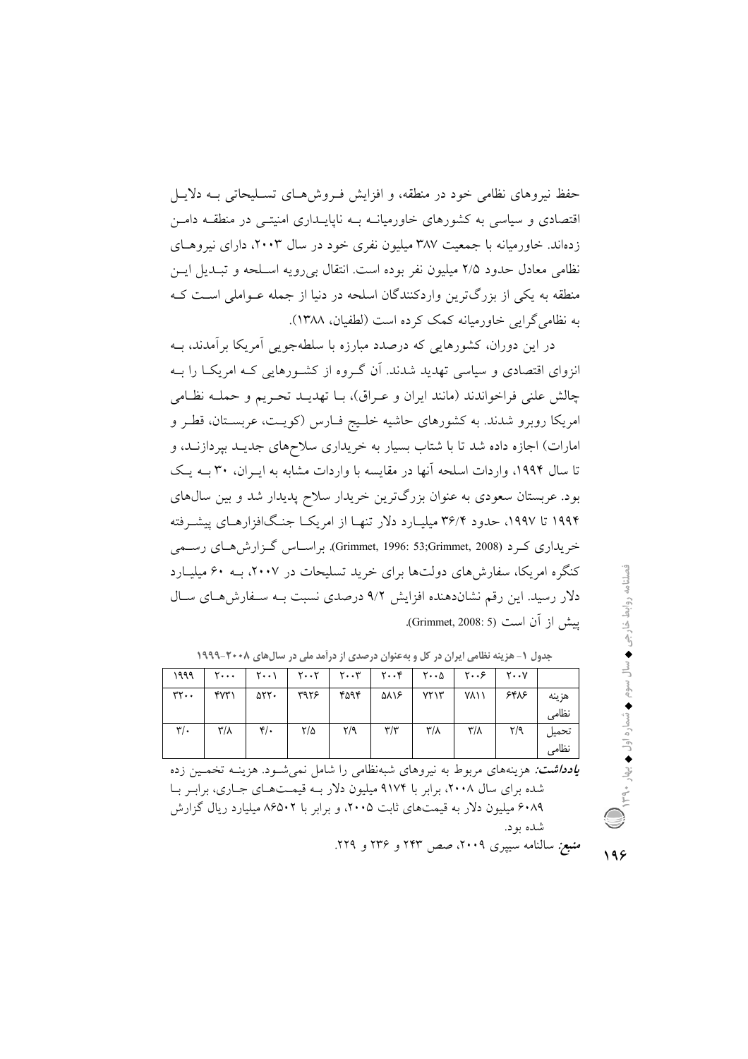حفظ نیروهای نظامی خود در منطقه، و افزایش فـروش‌هـای تسـلیحاتی بـه دلایـل اقتصادی و سیاسی به کشورهای خاورمیانـه بـه ناپایـداری امنیتـی در منطقـه دامـن زده‌اند. خاورمیانه با جمعیت ۳۸۷ میلیون نفری خود در سال ۲۰۰۳، دارای نیروهـای نظامی معادل حدود ۲/۵ میلیون نفر بوده است. انتقال بی‌رویه اسـلحه و تبـدیل ایـن منطقه به یکی از بزرگ‌ترین واردکنندگان اسلحه در دنیا از جمله عـواملی اسـت کـه به نظامی‌گرایی خاورمیانه کمک کرده است (لطفیان، ۱۳۸۸).

در این دوران، کشورهایی که درصدد مبارزه با سلطه‌جویی آمریکا برآمدند، بـه انزوای اقتصادی و سیاسی تهدید شدند. آن گـروه از کشـورهایی کـه امریکـا را بـه چالش علنی فراخواندند (مانند ایران و عـراق)، بـا تهدیـد تحـریم و حملـه نظـامی امریکا روبرو شدند. به کشورهای حاشیه خلـیج فـارس (کویـت، عربسـتان، قطـر و امارات) اجازه داده شد تا با شتاب بسیار به خریداری سلاح‌های جدیـد بپردازنـد، و تا سال ۱۹۹۴، واردات اسلحه آنها در مقایسه با واردات مشابه به ایـران، ۳۰ بـه یـک بود. عربستان سعودی به عنوان بزرگ‌ترین خریدار سلاح پدیدار شد و بین سال‌های ۱۹۹۴ تا ۱۹۹۷، حدود ۳۶/۴ میلیـارد دلار تنهـا از امریکـا جنـگ‌افزارهـای پیشـرفته خریداری کـرد (Grimmet, 1996: 53;Grimmet, 2008). براسـاس گـزارش‌هـای رسـمی کنگره امریکا، سفارش‌های دولت‌ها برای خرید تسلیحات در ۲۰۰۷، بـه ۶۰ میلیـارد دلار رسید. این رقم نشان‌دهنده افزایش ۹/۲ درصدی نسبت بـه سـفارش‌هـای سـال پیش از آن است (Grimmet, 2008: 5).

**جدول ۱- هزینه نظامی ایران در کل و به‌عنوان درصدی از درآمد ملی در سال‌های ۲۰۰۸-۱۹۹۹**

| | ۲۰۰۷ | ۲۰۰۶ | ۲۰۰۵ | ۲۰۰۴ | ۲۰۰۳ | ۲۰۰۲ | ۲۰۰۱ | ۲۰۰۰ | ۱۹۹۹ |
|---|---|---|---|---|---|---|---|---|---|
| هزینه نظامی | ۶۴۸۶ | ۷۸۱۱ | ۷۲۱۳ | ۵۸۱۶ | ۴۵۹۴ | ۳۹۲۶ | ۵۲۲۰ | ۴۷۳۱ | ۳۲۰۰ |
| تحمیل نظامی | ۲/۹ | ۳/۸ | ۳/۸ | ۳/۳ | ۲/۹ | ۲/۵ | ۴/۰ | ۳/۸ | ۳/۰ |

*یادداشت:* هزینه‌های مربوط به نیروهای شبه‌نظامی را شامل نمی‌شـود. هزینـه تخمـین زده شده برای سال ۲۰۰۸، برابر با ۹۱۷۴ میلیون دلار بـه قیمـت‌هـای جـاری، برابـر بـا ۶۰۸۹ میلیون دلار به قیمت‌های ثابت ۲۰۰۵، و برابر با ۸۶۵۰۲ میلیارد ریال گزارش شده بود.

*منبع:* سالنامه سیپری ۲۰۰۹، صص ۲۴۳ و ۲۳۶ و ۲۲۹.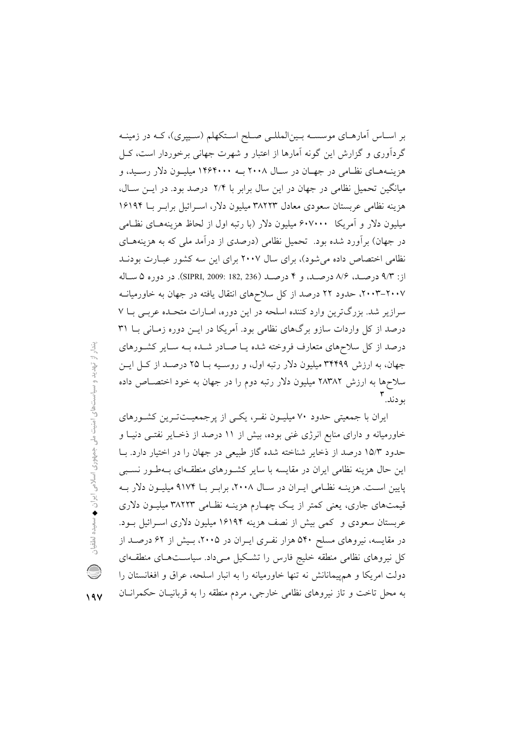بر اساس آمارهای موسسه بین‌المللی صلح استکهلم (سیپری)، که در زمینه گردآوری و گزارش این گونه آمارها از اعتبار و شهرت جهانی برخوردار است، کل هزینه‌های نظامی در جهان در سال ۲۰۰۸ به ۱۴۶۴۰۰۰ میلیون دلار رسید، و میانگین تحمیل نظامی در جهان در این سال برابر با ۲/۴ درصد بود. در این سال، هزینه نظامی عربستان سعودی معادل ۳۸۲۲۳ میلیون دلار، اسرائیل برابر با ۱۶۱۹۴ میلیون دلار و آمریکا ۶۰۷۰۰۰ میلیون دلار (با رتبه اول از لحاظ هزینه‌های نظامی در جهان) برآورد شده بود. تحمیل نظامی (درصدی از درآمد ملی که به هزینه‌های نظامی اختصاص داده می‌شود)، برای سال ۲۰۰۷ برای این سه کشور عبارت بودند از: ۹/۳ درصد، ۸/۶ درصد، و ۴ درصد (SIPRI, 2009: 182, 236). در دوره ۵ ساله ۲۰۰۷-۲۰۰۳، حدود ۲۲ درصد از کل سلاح‌های انتقال یافته در جهان به خاورمیانه سرازیر شد. بزرگ‌ترین وارد کننده اسلحه در این دوره، امارات متحده عربی با ۷ درصد از کل واردات سازو برگ‌های نظامی بود. آمریکا در این دوره زمانی با ۳۱ درصد از کل سلاح‌های متعارف فروخته شده یا صادر شده به سایر کشورهای جهان، به ارزش ۳۴۴۹۹ میلیون دلار رتبه اول، و روسیه با ۲۵ درصد از کل این سلاح‌ها به ارزش ۲۸۳۸۲ میلیون دلار رتبه دوم را در جهان به خود اختصاص داده بودند.[۳]

ایران با جمعیتی حدود ۷۰ میلیون نفر، یکی از پرجمعیت‌ترین کشورهای خاورمیانه و دارای منابع انرژی غنی بوده، بیش از ۱۱ درصد از ذخایر نفتی دنیا و حدود ۱۵/۳ درصد از ذخایر شناخته شده گاز طبیعی در جهان را در اختیار دارد. با این حال هزینه نظامی ایران در مقایسه با سایر کشورهای منطقه‌ای به‌طور نسبی پایین است. هزینه نظامی ایران در سال ۲۰۰۸، برابر با ۹۱۷۴ میلیون دلار به قیمت‌های جاری، یعنی کمتر از یک چهارم هزینه نظامی ۳۸۲۲۳ میلیون دلاری عربستان سعودی و کمی بیش از نصف هزینه ۱۶۱۹۴ میلیون دلاری اسرائیل بود. در مقایسه، نیروهای مسلح ۵۴۰ هزار نفری ایران در ۲۰۰۵، بیش از ۶۲ درصد از کل نیروهای نظامی منطقه خلیج فارس را تشکیل می‌داد. سیاست‌های منطقه‌ای دولت امریکا و هم‌پیمانانش نه تنها خاورمیانه را به انبار اسلحه، عراق و افغانستان را به محل تاخت و تاز نیروهای نظامی خارجی، مردم منطقه را به قربانیان حکمرانان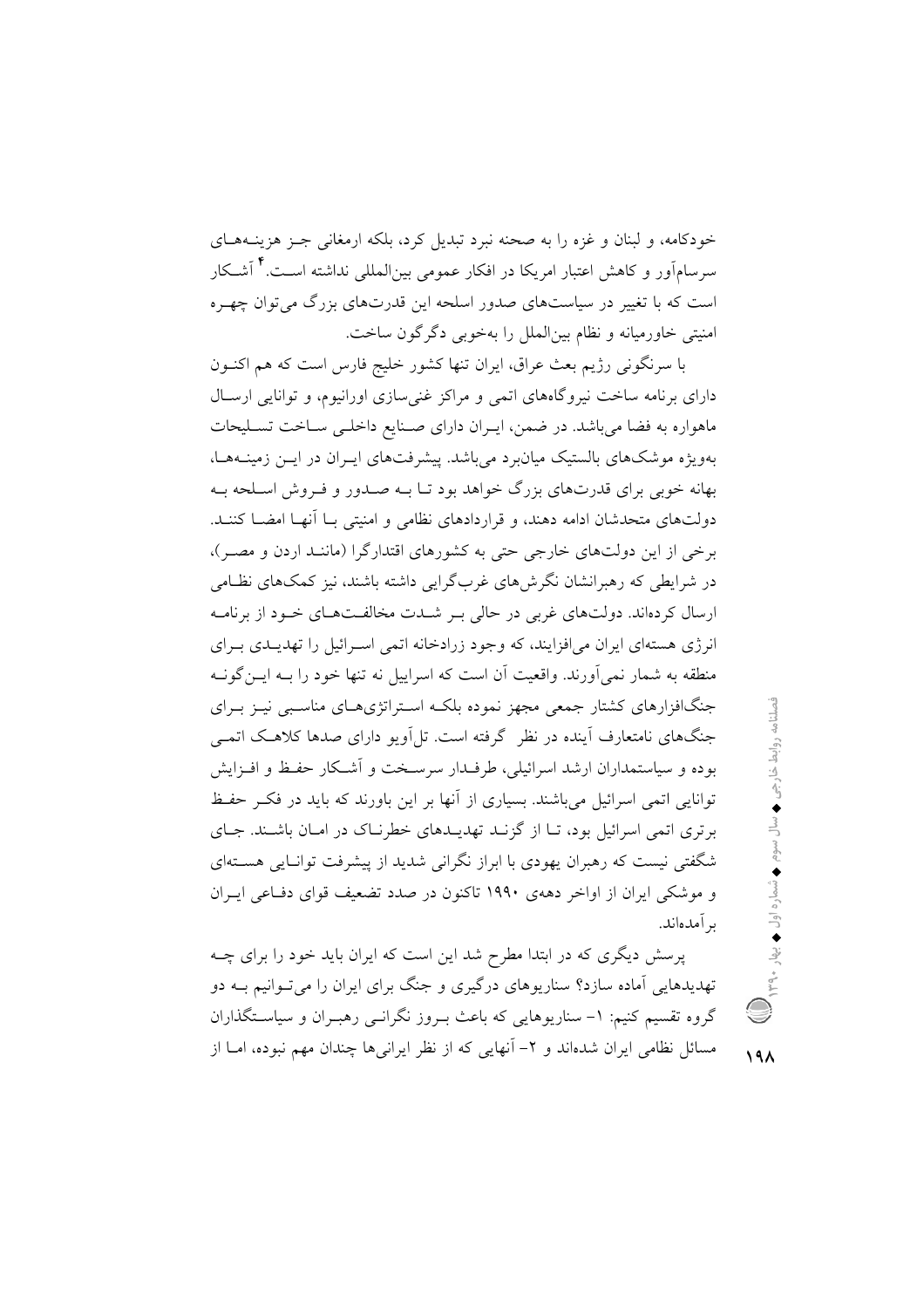خودکامه، و لبنان و غزه را به صحنه نبرد تبدیل کرد، بلکه ارمغانی جز هزینه‌های سرسام‌آور و کاهش اعتبار امریکا در افکار عمومی بین‌المللی نداشته است.[۴] آشکار است که با تغییر در سیاست‌های صدور اسلحه این قدرت‌های بزرگ می‌توان چهره امنیتی خاورمیانه و نظام بین‌الملل را به‌خوبی دگرگون ساخت.

با سرنگونی رژیم بعث عراق، ایران تنها کشور خلیج فارس است که هم اکنون دارای برنامه ساخت نیروگاه‌های اتمی و مراکز غنی‌سازی اورانیوم، و توانایی ارسال ماهواره به فضا می‌باشد. در ضمن، ایران دارای صنایع داخلی ساخت تسلیحات به‌ویژه موشک‌های بالستیک میانبرد می‌باشد. پیشرفت‌های ایران در این زمینه‌ها، بهانه خوبی برای قدرت‌های بزرگ خواهد بود تا به صدور و فروش اسلحه به دولت‌های متحدشان ادامه دهند، و قراردادهای نظامی و امنیتی با آنها امضا کنند. برخی از این دولت‌های خارجی حتی به کشورهای اقتدارگرا (مانند اردن و مصر)، در شرایطی که رهبرانشان نگرش‌های غرب‌گرایی داشته باشند، نیز کمک‌های نظامی ارسال کرده‌اند. دولت‌های غربی در حالی بر شدت مخالفت‌های خود از برنامه انرژی هسته‌ای ایران می‌افزایند، که وجود زرادخانه اتمی اسرائیل را تهدیدی برای منطقه به شمار نمی‌آورند. واقعیت آن است که اسراییل نه تنها خود را به این‌گونه جنگ‌افزارهای کشتار جمعی مجهز نموده بلکه استراتژی‌های مناسبی نیز برای جنگ‌های نامتعارف آینده در نظر گرفته است. تل‌آویو دارای صدها کلاهک اتمی بوده و سیاستمداران ارشد اسرائیلی، طرفدار سرسخت و آشکار حفظ و افزایش توانایی اتمی اسرائیل می‌باشند. بسیاری از آنها بر این باورند که باید در فکر حفظ برتری اتمی اسرائیل بود، تا از گزند تهدیدهای خطرناک در امان باشند. جای شگفتی نیست که رهبران یهودی با ابراز نگرانی شدید از پیشرفت توانایی هسته‌ای و موشکی ایران از اواخر دهه‌ی ۱۹۹۰ تاکنون در صدد تضعیف قوای دفاعی ایران برآمده‌اند.

پرسش دیگری که در ابتدا مطرح شد این است که ایران باید خود را برای چه تهدیدهایی آماده سازد؟ سناریوهای درگیری و جنگ برای ایران را می‌توانیم به دو گروه تقسیم کنیم: ۱- سناریوهایی که باعث بروز نگرانی رهبران و سیاستگذاران مسائل نظامی ایران شده‌اند و ۲- آنهایی که از نظر ایرانی‌ها چندان مهم نبوده، اما از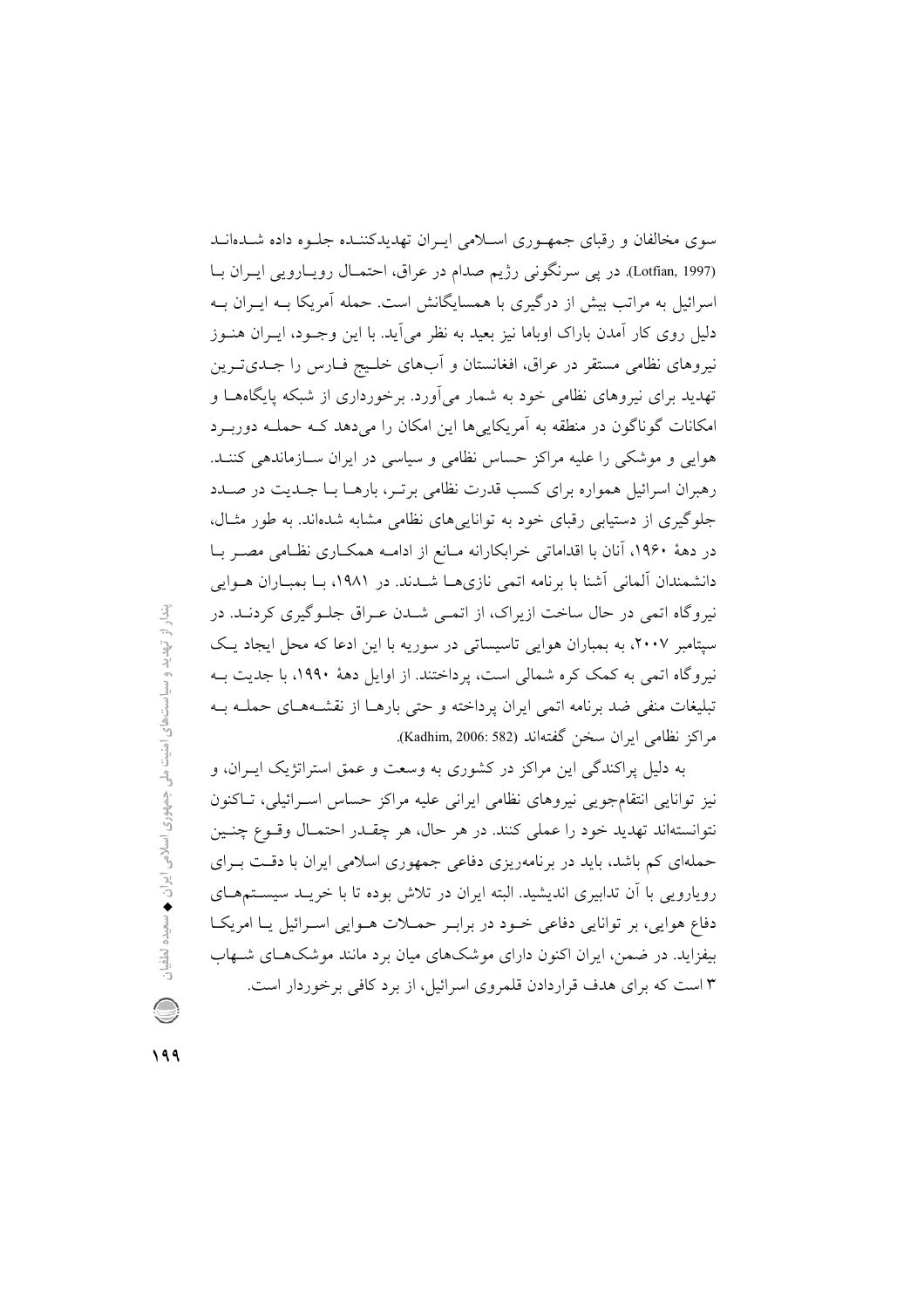سوی مخالفان و رقبای جمهوری اسلامی ایران تهدیدکننده جلوه داده شده‌اند (Lotfian, 1997). در پی سرنگونی رژیم صدام در عراق، احتمال رویارویی ایران با اسرائیل به مراتب بیش از درگیری با همسایگانش است. حمله آمریکا به ایران به دلیل روی کار آمدن باراک اوباما نیز بعید به نظر می‌آید. با این وجود، ایران هنوز نیروهای نظامی مستقر در عراق، افغانستان و آب‌های خلیج فارس را جدی‌ترین تهدید برای نیروهای نظامی خود به شمار می‌آورد. برخورداری از شبکه پایگاه‌ها و امکانات گوناگون در منطقه به آمریکایی‌ها این امکان را می‌دهد که حمله دوربرد هوایی و موشکی را علیه مراکز حساس نظامی و سیاسی در ایران سازماندهی کنند. رهبران اسرائیل همواره برای کسب قدرت نظامی برتر، بارها با جدیت در صدد جلوگیری از دستیابی رقبای خود به توانایی‌های نظامی مشابه شده‌اند. به طور مثال، در دهۀ ۱۹۶۰، آنان با اقداماتی خرابکارانه مانع از ادامه همکاری نظامی مصر با دانشمندان آلمانی آشنا با برنامه اتمی نازی‌ها شدند. در ۱۹۸۱، با بمباران هوایی نیروگاه اتمی در حال ساخت ازیراک، از اتمی شدن عراق جلوگیری کردند. در سپتامبر ۲۰۰۷، به بمباران هوایی تاسیساتی در سوریه با این ادعا که محل ایجاد یک نیروگاه اتمی به کمک کره شمالی است، پرداختند. از اوایل دهۀ ۱۹۹۰، با جدیت به تبلیغات منفی ضد برنامه اتمی ایران پرداخته و حتی بارها از نقشه‌های حمله به مراکز نظامی ایران سخن گفته‌اند (Kadhim, 2006: 582).

به دلیل پراکندگی این مراکز در کشوری به وسعت و عمق استراتژیک ایران، و نیز توانایی انتقام‌جویی نیروهای نظامی ایرانی علیه مراکز حساس اسرائیلی، تاکنون نتوانسته‌اند تهدید خود را عملی کنند. در هر حال، هر چقدر احتمال وقوع چنین حمله‌ای کم باشد، باید در برنامه‌ریزی دفاعی جمهوری اسلامی ایران با دقت برای رویارویی با آن تدابیری اندیشید. البته ایران در تلاش بوده تا با خرید سیستم‌های دفاع هوایی، بر توانایی دفاعی خود در برابر حملات هوایی اسرائیل یا امریکا بیفزاید. در ضمن، ایران اکنون دارای موشک‌های میان برد مانند موشک‌های شهاب ۳ است که برای هدف قراردادن قلمروی اسرائیل، از برد کافی برخوردار است.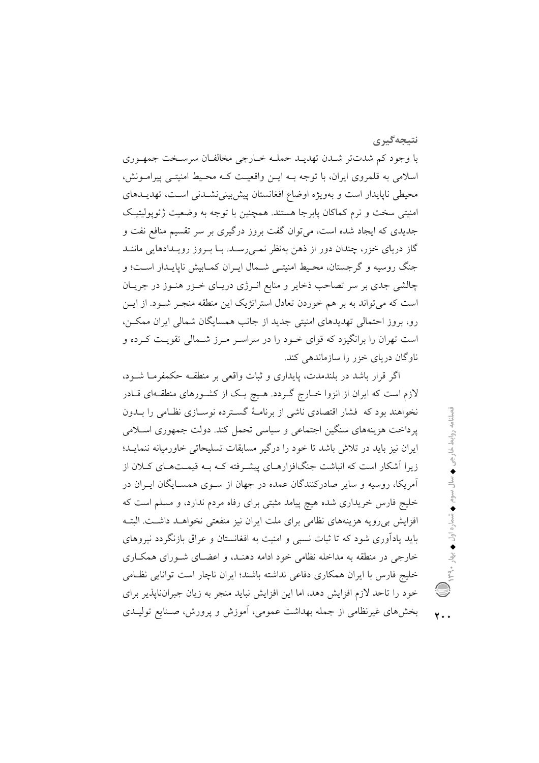## نتیجه‌گیری

با وجود کم شدت‌تر شدن تهدید حمله خارجی مخالفان سرسخت جمهوری اسلامی به قلمروی ایران، با توجه به این واقعیت که محیط امنیتی پیرامونش، محیطی ناپایدار است و به‌ویژه اوضاع افغانستان پیش‌بینی‌نشدنی است، تهدیدهای امنیتی سخت و نرم کماکان پابرجا هستند. همچنین با توجه به وضعیت ژئوپولیتیک جدیدی که ایجاد شده است، می‌توان گفت بروز درگیری بر سر تقسیم منافع نفت و گاز دریای خزر، چندان دور از ذهن به‌نظر نمی‌رسد. با بروز رویدادهایی مانند جنگ روسیه و گرجستان، محیط امنیتی شمال ایران کمابیش ناپایدار است؛ و چالشی جدی بر سر تصاحب ذخایر و منابع انرژی دریای خزر هنوز در جریان است که می‌تواند به بر هم خوردن تعادل استراتژیک این منطقه منجر شود. از این رو، بروز احتمالی تهدیدهای امنیتی جدید از جانب همسایگان شمالی ایران ممکن، است تهران را برانگیزد که قوای خود را در سراسر مرز شمالی تقویت کرده و ناوگان دریای خزر را سازماندهی کند.

اگر قرار باشد در بلندمدت، پایداری و ثبات واقعی بر منطقه حکمفرما شود، لازم است که ایران از انزوا خارج گردد. هیچ یک از کشورهای منطقه‌ای قادر نخواهند بود که فشار اقتصادی ناشی از برنامهٔ گسترده نوسازی نظامی را بدون پرداخت هزینه‌های سنگین اجتماعی و سیاسی تحمل کند. دولت جمهوری اسلامی ایران نیز باید در تلاش باشد تا خود را درگیر مسابقات تسلیحاتی خاورمیانه ننماید؛ زیرا آشکار است که انباشت جنگ‌افزارهای پیشرفته که به قیمت‌های کلان از آمریکا، روسیه و سایر صادرکنندگان عمده در جهان از سوی همسایگان ایران در خلیج فارس خریداری شده هیچ پیامد مثبتی برای رفاه مردم ندارد، و مسلم است که افزایش بی‌رویه هزینه‌های نظامی برای ملت ایران نیز منفعتی نخواهد داشت. البته باید یادآوری شود که تا ثبات نسبی و امنیت به افغانستان و عراق بازنگردد نیروهای خارجی در منطقه به مداخله نظامی خود ادامه دهند، و اعضای شورای همکاری خلیج فارس با ایران همکاری دفاعی نداشته باشند؛ ایران ناچار است توانایی نظامی خود را تاحد لازم افزایش دهد، اما این افزایش نباید منجر به زیان جبران‌ناپذیر برای بخش‌های غیرنظامی از جمله بهداشت عمومی، آموزش و پرورش، صنایع تولیدی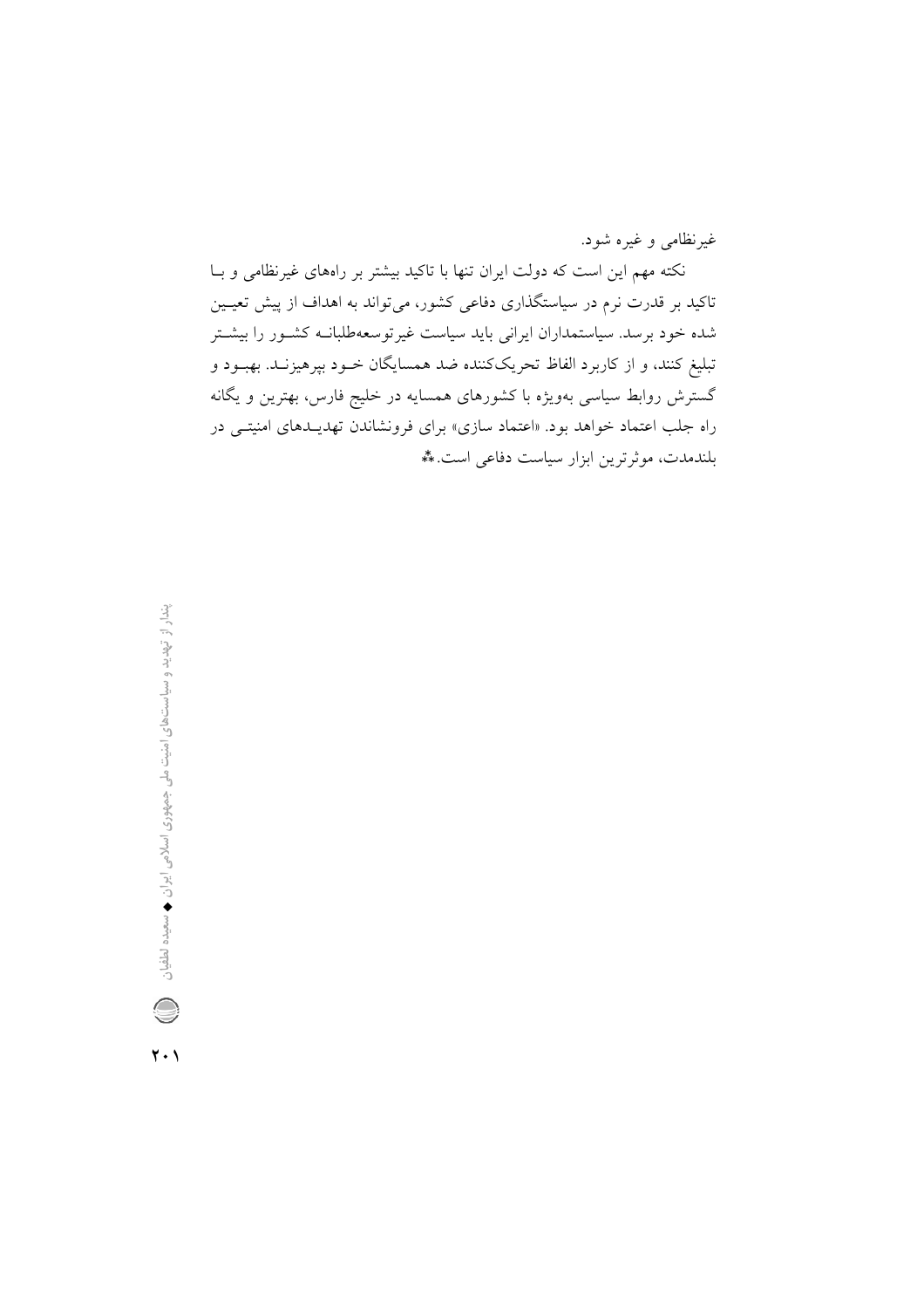غیرنظامی و غیره شود.

نکته مهم این است که دولت ایران تنها با تاکید بیشتر بر راه‌های غیرنظامی و با تاکید بر قدرت نرم در سیاستگذاری دفاعی کشور، می‌تواند به اهداف از پیش تعیین شده خود برسد. سیاستمداران ایرانی باید سیاست غیرتوسعه‌طلبانه کشور را بیشتر تبلیغ کنند، و از کاربرد الفاظ تحریک‌کننده ضد همسایگان خود بپرهیزند. بهبود و گسترش روابط سیاسی به‌ویژه با کشورهای همسایه در خلیج فارس، بهترین و یگانه راه جلب اعتماد خواهد بود. «اعتماد سازی» برای فرونشاندن تهدیدهای امنیتی در بلندمدت، موثرترین ابزار سیاست دفاعی است.⁂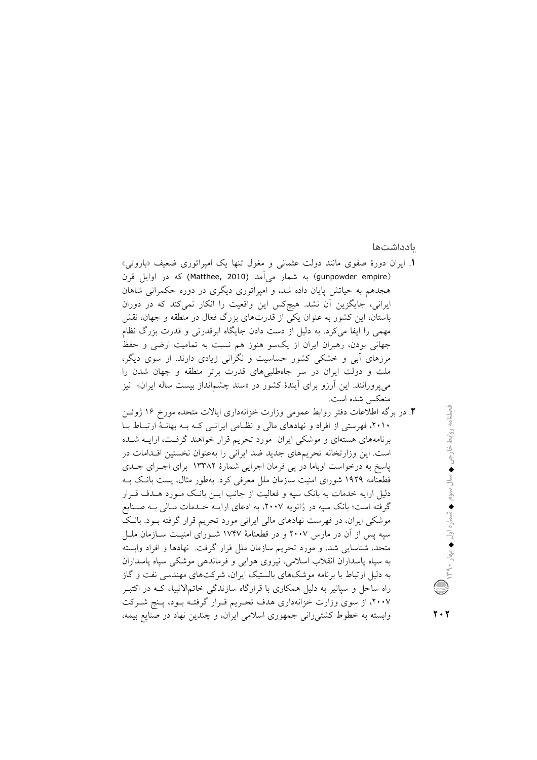## یادداشت‌ها

۱. ایران دورهٔ صفوی مانند دولت عثمانی و مغول تنها یک امپراتوری ضعیف «باروتی» (gunpowder empire) به شمار می‌آمد (Matthee, 2010) که در اوایل قرن هجدهم به حیاتش پایان داده شد، و امپراتوری دیگری در دوره حکمرانی شاهان ایرانی، جایگزین آن نشد. هیچ‌کس این واقعیت را انکار نمی‌کند که در دوران باستان، این کشور به عنوان یکی از قدرت‌های بزرگ فعال در منطقه و جهان، نقش مهمی را ایفا می‌کرد. به دلیل از دست دادن جایگاه ابرقدرتی و قدرت بزرگ نظام جهانی بودن، رهبران ایران از یک‌سو هنوز هم نسبت به تمامیت ارضی و حفظ مرزهای آبی و خشکی کشور حساسیت و نگرانی زیادی دارند. از سوی دیگر، ملت و دولت ایران در سر جاه‌طلبی‌های قدرت برتر منطقه و جهان شدن را می‌پرورانند. این آرزو برای آیندهٔ کشور در «سند چشم‌انداز بیست ساله ایران» نیز منعکس شده است.

۲. در برگه اطلاعات دفتر روابط عمومی وزارت خزانه‌داری ایالات متحده مورخ ۱۶ ژوئن ۲۰۱۰، فهرستی از افراد و نهادهای مالی و نظامی ایرانی که به بهانهٔ ارتباط با برنامه‌های هسته‌ای و موشکی ایران مورد تحریم قرار خواهند گرفت، ارایه شده است. این وزارتخانه تحریم‌های جدید ضد ایرانی را به‌عنوان نخستین اقدامات در پاسخ به درخواست اوباما در پی فرمان اجرایی شمارهٔ ۱۳۳۸۲ برای اجرای جدی قطعنامه ۱۹۲۹ شورای امنیت سازمان ملل معرفی کرد. به‌طور مثال، پست بانک به دلیل ارایه خدمات به بانک سپه و فعالیت از جانب این بانک مورد هدف قرار گرفته است؛ بانک سپه در ژانویه ۲۰۰۷، به ادعای ارایه خدمات مالی به صنایع موشکی ایران، در فهرست نهادهای مالی ایرانی مورد تحریم قرار گرفته بود. بانک سپه پس از آن در مارس ۲۰۰۷ و در قطعنامهٔ ۱۷۴۷ شورای امنیت سازمان ملل متحد، شناسایی شد، و مورد تحریم سازمان ملل قرار گرفت. نهادها و افراد وابسته به سپاه پاسداران انقلاب اسلامی، نیروی هوایی و فرماندهی موشکی سپاه پاسداران به دلیل ارتباط با برنامه موشک‌های بالستیک ایران، شرکت‌های مهندسی نفت و گاز راه ساحل و سپانیر به دلیل همکاری با قرارگاه سازندگی خاتم‌الانبیاء که در اکتبر ۲۰۰۷، از سوی وزارت خزانه‌داری هدف تحریم قرار گرفته بود، پنج شرکت وابسته به خطوط کشتی‌رانی جمهوری اسلامی ایران، و چندین نهاد در صنایع بیمه،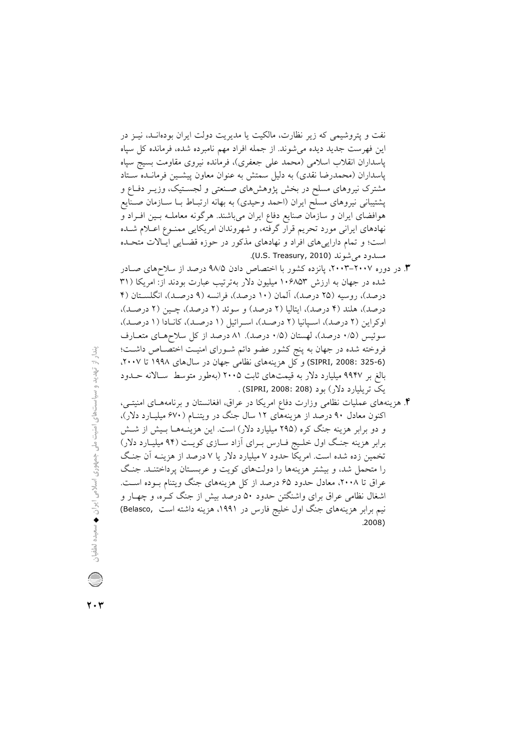نفت و پتروشیمی که زیر نظارت، مالکیت یا مدیریت دولت ایران بوده‌اند، نیز در این فهرست جدید دیده می‌شوند. از جمله افراد مهم نامبرده شده، فرمانده کل سپاه پاسداران انقلاب اسلامی (محمد علی جعفری)، فرمانده نیروی مقاومت بسیج سپاه پاسداران (محمدرضا نقدی) به دلیل سمتش به عنوان معاون پیشین فرمانده ستاد مشترک نیروهای مسلح در بخش پژوهش‌های صنعتی و لجستیک، وزیر دفاع و پشتیبانی نیروهای مسلح ایران (احمد وحیدی) به بهانه ارتباط با سازمان صنایع هوافضای ایران و سازمان صنایع دفاع ایران می‌باشند. هرگونه معامله بین افراد و نهادهای ایرانی مورد تحریم قرار گرفته، و شهروندان امریکایی ممنوع اعلام شده است؛ و تمام دارایی‌های افراد و نهادهای مذکور در حوزه قضایی ایالات متحده مسدود می‌شوند (U.S. Treasury, 2010).

۳. در دوره ۲۰۰۷–۲۰۰۳، پانزده کشور با اختصاص دادن ۹۸/۵ درصد از سلاح‌های صادر شده در جهان به ارزش ۱۰۶۸۵۳ میلیون دلار به‌ترتیب عبارت بودند از: امریکا (۳۱ درصد)، روسیه (۲۵ درصد)، آلمان (۱۰ درصد)، فرانسه (۹ درصد)، انگلستان (۴ درصد)، هلند (۴ درصد)، ایتالیا (۲ درصد) و سوئد (۲ درصد)، چین (۲ درصد)، اوکراین (۲ درصد)، اسپانیا (۲ درصد)، اسرائیل (۱ درصد)، کانادا (۱ درصد)، سوئیس (۰/۵ درصد)، لهستان (۰/۵ درصد). ۸۱ درصد از کل سلاح‌های متعارف فروخته شده در جهان به پنج کشور عضو دائم شورای امنیت اختصاص داشت؛ (SIPRI, 2008: 325-6) و کل هزینه‌های نظامی جهان در سال‌های ۱۹۹۸ تا ۲۰۰۷، بالغ بر ۹۹۴۷ میلیارد دلار به قیمت‌های ثابت ۲۰۰۵ (به‌طور متوسط سالانه حدود یک تریلیارد دلار) بود (SIPRI, 2008: 208).

۴. هزینه‌های عملیات نظامی وزارت دفاع امریکا در عراق، افغانستان و برنامه‌های امنیتی، اکنون معادل ۹۰ درصد از هزینه‌های ۱۲ سال جنگ در ویتنام (۶۷۰ میلیارد دلار)، و دو برابر هزینه جنگ کره (۲۹۵ میلیارد دلار) است. این هزینه‌ها بیش از شش برابر هزینه جنگ اول خلیج فارس برای آزاد سازی کویت (۹۴ میلیارد دلار) تخمین زده شده است. امریکا حدود ۷ میلیارد دلار یا ۷ درصد از هزینه آن جنگ را متحمل شد، و بیشتر هزینه‌ها را دولت‌های کویت و عربستان پرداختند. جنگ عراق تا ۲۰۰۸، معادل حدود ۶۵ درصد از کل هزینه‌های جنگ ویتنام بوده است. اشغال نظامی عراق برای واشنگتن حدود ۵۰ درصد بیش از جنگ کره، و چهار و نیم برابر هزینه‌های جنگ اول خلیج فارس در ۱۹۹۱، هزینه داشته است (Belasco, 2008).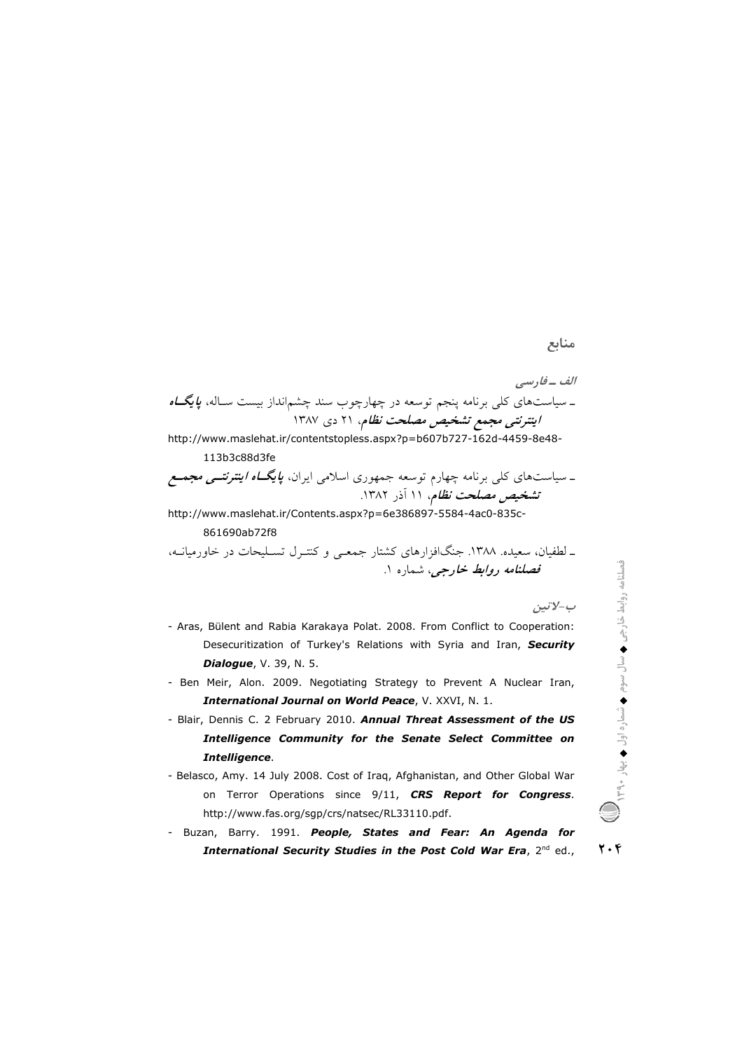## منابع

***الف ـ فارسی***

ـ سیاست‌های کلی برنامه پنجم توسعه در چهارچوب سند چشم‌انداز بیست ساله، ***پایگاه اینترنتی مجمع تشخیص مصلحت نظام***، ۲۱ دی ۱۳۸۷

http://www.maslehat.ir/contentstopless.aspx?p=b607b727-162d-4459-8e48-113b3c88d3fe

ـ سیاست‌های کلی برنامه چهارم توسعه جمهوری اسلامی ایران، ***پایگاه اینترنتی مجمع تشخیص مصلحت نظام***، ۱۱ آذر ۱۳۸۲.

http://www.maslehat.ir/Contents.aspx?p=6e386897-5584-4ac0-835c-861690ab72f8

ـ لطفیان، سعیده. ۱۳۸۸. جنگ‌افزارهای کشتار جمعی و کنترل تسلیحات در خاورمیانه، ***فصلنامه روابط خارجی***، شماره ۱.

***ب-لاتین***

- Aras, Bülent and Rabia Karakaya Polat. 2008. From Conflict to Cooperation: Desecuritization of Turkey's Relations with Syria and Iran, ***Security Dialogue***, V. 39, N. 5.
- Ben Meir, Alon. 2009. Negotiating Strategy to Prevent A Nuclear Iran, ***International Journal on World Peace***, V. XXVI, N. 1.
- Blair, Dennis C. 2 February 2010. ***Annual Threat Assessment of the US Intelligence Community for the Senate Select Committee on Intelligence***.
- Belasco, Amy. 14 July 2008. Cost of Iraq, Afghanistan, and Other Global War on Terror Operations since 9/11, ***CRS Report for Congress***. http://www.fas.org/sgp/crs/natsec/RL33110.pdf.
- Buzan, Barry. 1991. ***People, States and Fear: An Agenda for International Security Studies in the Post Cold War Era***, 2nd ed.,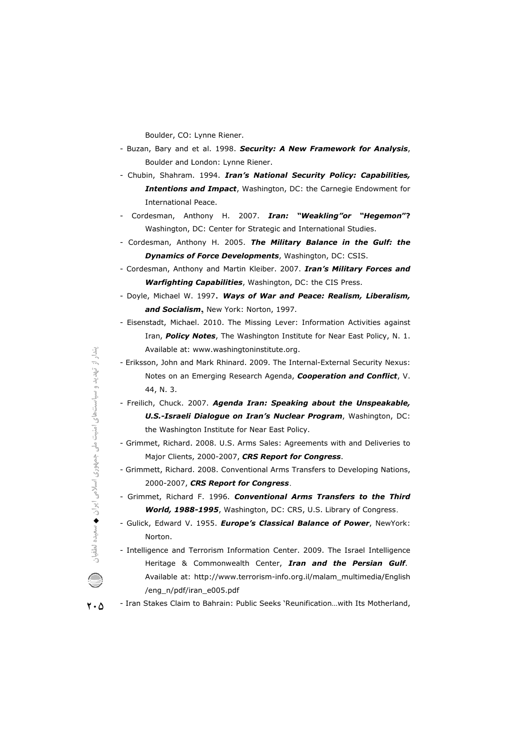Boulder, CO: Lynne Riener.

- Buzan, Bary and et al. 1998. ***Security: A New Framework for Analysis***, Boulder and London: Lynne Riener.
- Chubin, Shahram. 1994. ***Iran's National Security Policy: Capabilities, Intentions and Impact***, Washington, DC: the Carnegie Endowment for International Peace.
- Cordesman, Anthony H. 2007. ***Iran: "Weakling"or "Hegemon"?*** Washington, DC: Center for Strategic and International Studies.
- Cordesman, Anthony H. 2005. ***The Military Balance in the Gulf: the Dynamics of Force Developments***, Washington, DC: CSIS.
- Cordesman, Anthony and Martin Kleiber. 2007. ***Iran's Military Forces and Warfighting Capabilities***, Washington, DC: the CIS Press.
- Doyle, Michael W. 1997. ***Ways of War and Peace: Realism, Liberalism, and Socialism***, New York: Norton, 1997.
- Eisenstadt, Michael. 2010. The Missing Lever: Information Activities against Iran, ***Policy Notes***, The Washington Institute for Near East Policy, N. 1. Available at: www.washingtoninstitute.org.
- Eriksson, John and Mark Rhinard. 2009. The Internal-External Security Nexus: Notes on an Emerging Research Agenda, ***Cooperation and Conflict***, V. 44, N. 3.
- Freilich, Chuck. 2007. ***Agenda Iran: Speaking about the Unspeakable, U.S.-Israeli Dialogue on Iran's Nuclear Program***, Washington, DC: the Washington Institute for Near East Policy.
- Grimmet, Richard. 2008. U.S. Arms Sales: Agreements with and Deliveries to Major Clients, 2000-2007, ***CRS Report for Congress***.
- Grimmett, Richard. 2008. Conventional Arms Transfers to Developing Nations, 2000-2007, ***CRS Report for Congress***.
- Grimmet, Richard F. 1996. ***Conventional Arms Transfers to the Third World, 1988-1995***, Washington, DC: CRS, U.S. Library of Congress.
- Gulick, Edward V. 1955. ***Europe's Classical Balance of Power***, NewYork: Norton.
- Intelligence and Terrorism Information Center. 2009. The Israel Intelligence Heritage & Commonwealth Center, ***Iran and the Persian Gulf***. Available at: http://www.terrorism-info.org.il/malam_multimedia/English/eng_n/pdf/iran_e005.pdf
- Iran Stakes Claim to Bahrain: Public Seeks 'Reunification…with Its Motherland,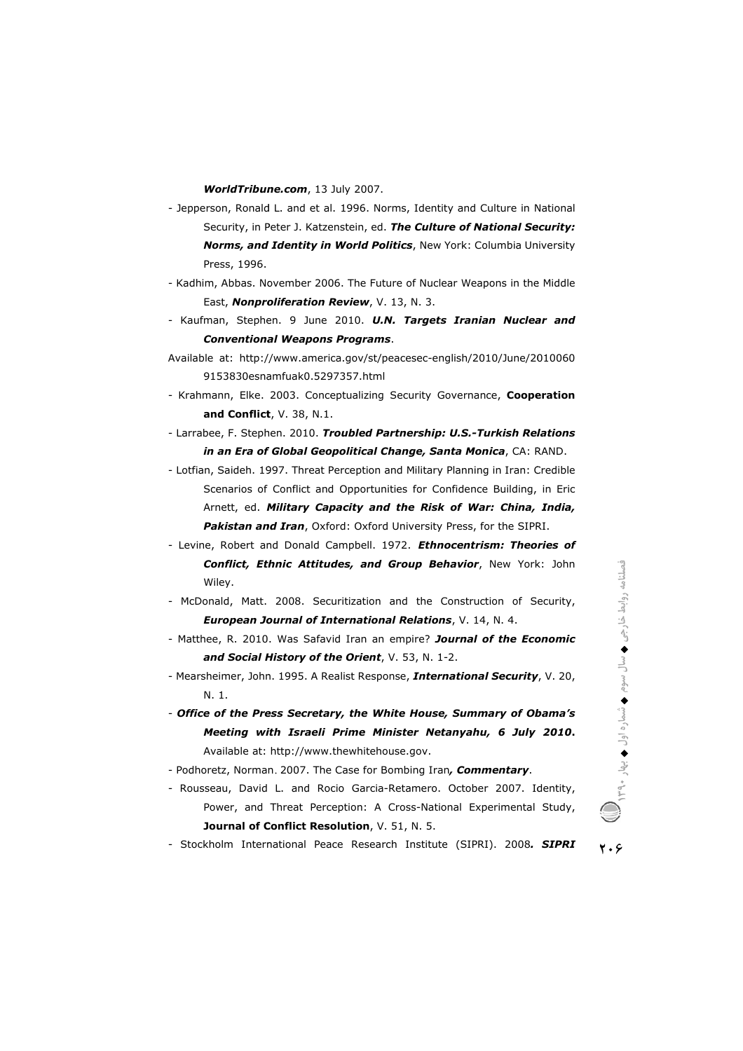***WorldTribune.com***, 13 July 2007.

- Jepperson, Ronald L. and et al. 1996. Norms, Identity and Culture in National Security, in Peter J. Katzenstein, ed. ***The Culture of National Security: Norms, and Identity in World Politics***, New York: Columbia University Press, 1996.
- Kadhim, Abbas. November 2006. The Future of Nuclear Weapons in the Middle East, ***Nonproliferation Review***, V. 13, N. 3.
- Kaufman, Stephen. 9 June 2010. ***U.N. Targets Iranian Nuclear and Conventional Weapons Programs***.

Available at: http://www.america.gov/st/peacesec-english/2010/June/20100609153830esnamfuak0.5297357.html

- Krahmann, Elke. 2003. Conceptualizing Security Governance, **Cooperation and Conflict**, V. 38, N.1.
- Larrabee, F. Stephen. 2010. ***Troubled Partnership: U.S.-Turkish Relations in an Era of Global Geopolitical Change, Santa Monica***, CA: RAND.
- Lotfian, Saideh. 1997. Threat Perception and Military Planning in Iran: Credible Scenarios of Conflict and Opportunities for Confidence Building, in Eric Arnett, ed. ***Military Capacity and the Risk of War: China, India, Pakistan and Iran***, Oxford: Oxford University Press, for the SIPRI.
- Levine, Robert and Donald Campbell. 1972. ***Ethnocentrism: Theories of Conflict, Ethnic Attitudes, and Group Behavior***, New York: John Wiley.
- McDonald, Matt. 2008. Securitization and the Construction of Security, ***European Journal of International Relations***, V. 14, N. 4.
- Matthee, R. 2010. Was Safavid Iran an empire? ***Journal of the Economic and Social History of the Orient***, V. 53, N. 1-2.
- Mearsheimer, John. 1995. A Realist Response, ***International Security***, V. 20, N. 1.
- ***Office of the Press Secretary, the White House, Summary of Obama's Meeting with Israeli Prime Minister Netanyahu, 6 July 2010***. Available at: http://www.thewhitehouse.gov.
- Podhoretz, Norman. 2007. The Case for Bombing Iran***, Commentary***.
- Rousseau, David L. and Rocio Garcia-Retamero. October 2007. Identity, Power, and Threat Perception: A Cross-National Experimental Study, **Journal of Conflict Resolution**, V. 51, N. 5.
- Stockholm International Peace Research Institute (SIPRI). 2008***. SIPRI***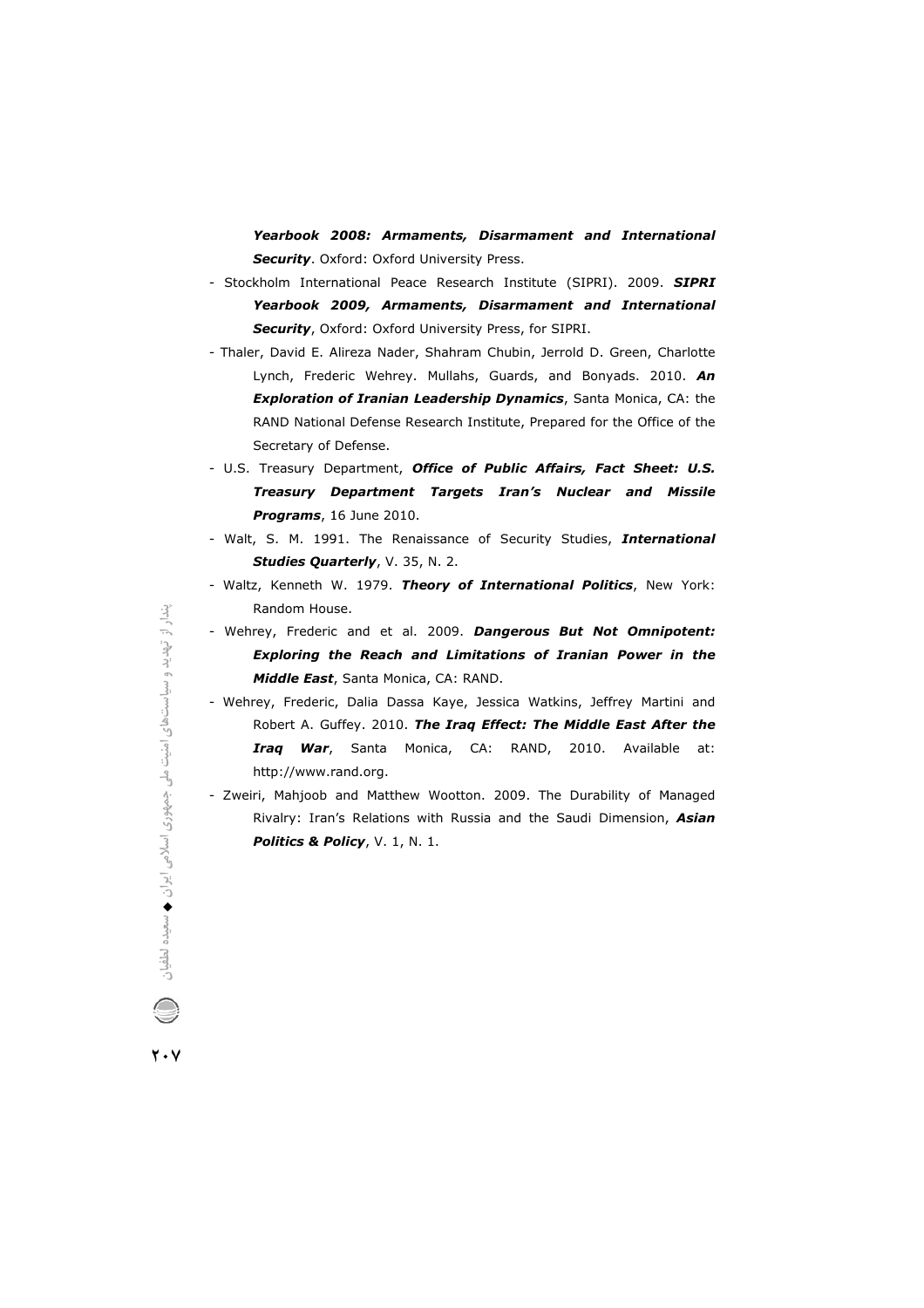***Yearbook 2008: Armaments, Disarmament and International Security***. Oxford: Oxford University Press.

- Stockholm International Peace Research Institute (SIPRI). 2009. ***SIPRI Yearbook 2009, Armaments, Disarmament and International Security***, Oxford: Oxford University Press, for SIPRI.
- Thaler, David E. Alireza Nader, Shahram Chubin, Jerrold D. Green, Charlotte Lynch, Frederic Wehrey. Mullahs, Guards, and Bonyads. 2010. ***An Exploration of Iranian Leadership Dynamics***, Santa Monica, CA: the RAND National Defense Research Institute, Prepared for the Office of the Secretary of Defense.
- U.S. Treasury Department, ***Office of Public Affairs, Fact Sheet: U.S. Treasury Department Targets Iran's Nuclear and Missile Programs***, 16 June 2010.
- Walt, S. M. 1991. The Renaissance of Security Studies, ***International Studies Quarterly***, V. 35, N. 2.
- Waltz, Kenneth W. 1979. ***Theory of International Politics***, New York: Random House.
- Wehrey, Frederic and et al. 2009. ***Dangerous But Not Omnipotent: Exploring the Reach and Limitations of Iranian Power in the Middle East***, Santa Monica, CA: RAND.
- Wehrey, Frederic, Dalia Dassa Kaye, Jessica Watkins, Jeffrey Martini and Robert A. Guffey. 2010. ***The Iraq Effect: The Middle East After the Iraq War***, Santa Monica, CA: RAND, 2010. Available at: http://www.rand.org.
- Zweiri, Mahjoob and Matthew Wootton. 2009. The Durability of Managed Rivalry: Iran's Relations with Russia and the Saudi Dimension, ***Asian Politics & Policy***, V. 1, N. 1.